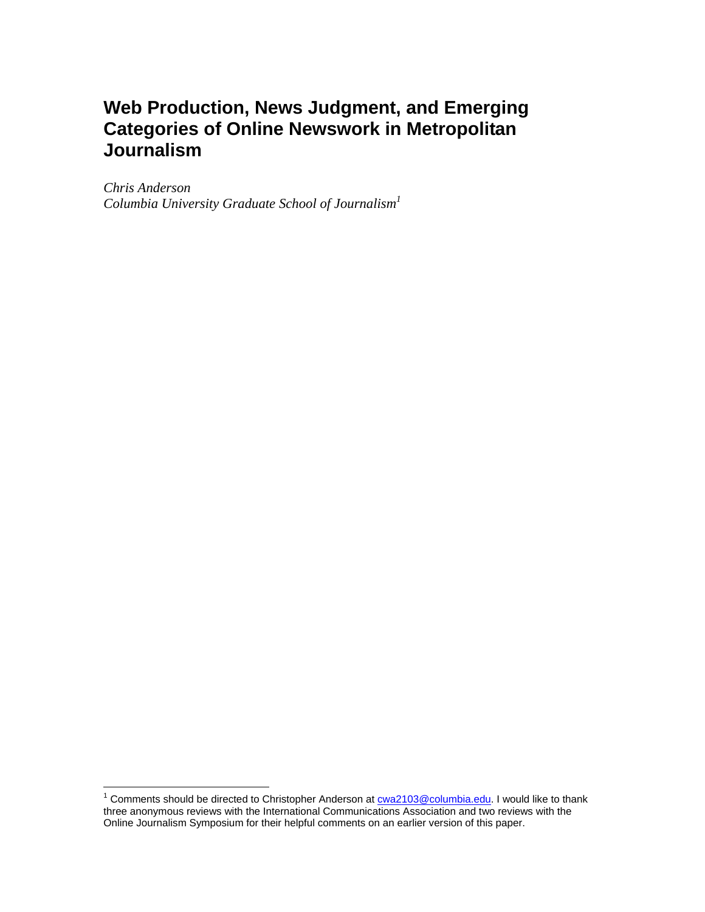# Web Production, News Judgment, and Emerging Categories of Online Newswork in Metropolitan Journalism

*Chris Anderson*
*Columbia University Graduate School of Journalism*[1]

---

[1] Comments should be directed to Christopher Anderson at cwa2103@columbia.edu. I would like to thank three anonymous reviews with the International Communications Association and two reviews with the Online Journalism Symposium for their helpful comments on an earlier version of this paper.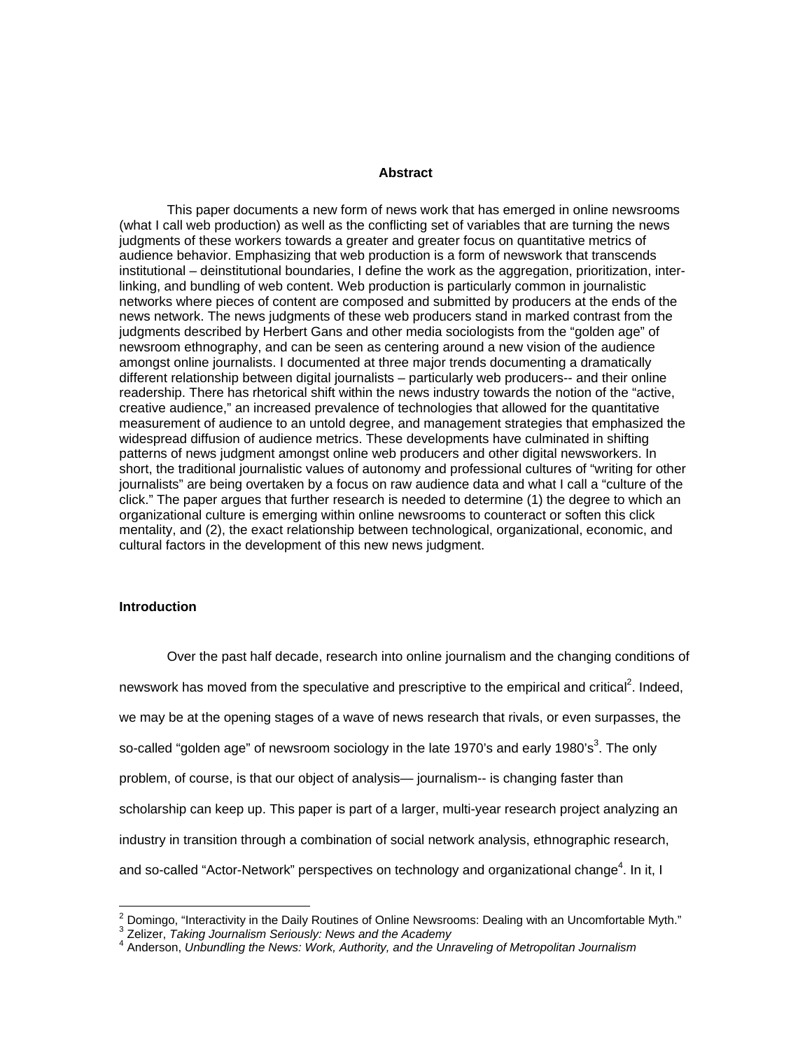## Abstract

This paper documents a new form of news work that has emerged in online newsrooms (what I call web production) as well as the conflicting set of variables that are turning the news judgments of these workers towards a greater and greater focus on quantitative metrics of audience behavior. Emphasizing that web production is a form of newswork that transcends institutional – deinstitutional boundaries, I define the work as the aggregation, prioritization, inter-linking, and bundling of web content. Web production is particularly common in journalistic networks where pieces of content are composed and submitted by producers at the ends of the news network. The news judgments of these web producers stand in marked contrast from the judgments described by Herbert Gans and other media sociologists from the "golden age" of newsroom ethnography, and can be seen as centering around a new vision of the audience amongst online journalists. I documented at three major trends documenting a dramatically different relationship between digital journalists – particularly web producers-- and their online readership. There has rhetorical shift within the news industry towards the notion of the "active, creative audience," an increased prevalence of technologies that allowed for the quantitative measurement of audience to an untold degree, and management strategies that emphasized the widespread diffusion of audience metrics. These developments have culminated in shifting patterns of news judgment amongst online web producers and other digital newsworkers. In short, the traditional journalistic values of autonomy and professional cultures of "writing for other journalists" are being overtaken by a focus on raw audience data and what I call a "culture of the click." The paper argues that further research is needed to determine (1) the degree to which an organizational culture is emerging within online newsrooms to counteract or soften this click mentality, and (2), the exact relationship between technological, organizational, economic, and cultural factors in the development of this new news judgment.

## Introduction

Over the past half decade, research into online journalism and the changing conditions of newswork has moved from the speculative and prescriptive to the empirical and critical[2]. Indeed, we may be at the opening stages of a wave of news research that rivals, or even surpasses, the so-called "golden age" of newsroom sociology in the late 1970's and early 1980's[3]. The only problem, of course, is that our object of analysis— journalism-- is changing faster than scholarship can keep up. This paper is part of a larger, multi-year research project analyzing an industry in transition through a combination of social network analysis, ethnographic research, and so-called "Actor-Network" perspectives on technology and organizational change[4]. In it, I

---

[2] Domingo, "Interactivity in the Daily Routines of Online Newsrooms: Dealing with an Uncomfortable Myth."

[3] Zelizer, *Taking Journalism Seriously: News and the Academy*

[4] Anderson, *Unbundling the News: Work, Authority, and the Unraveling of Metropolitan Journalism*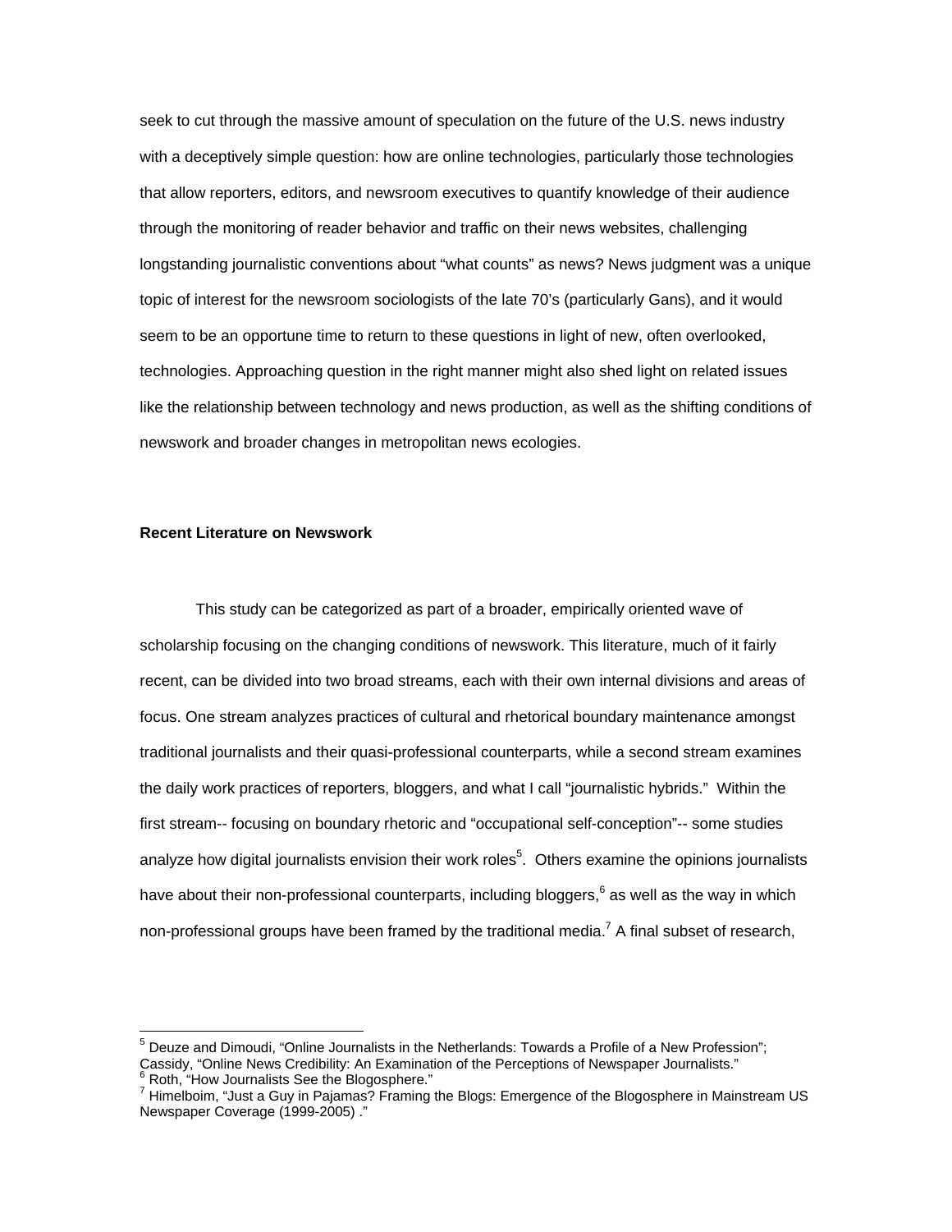seek to cut through the massive amount of speculation on the future of the U.S. news industry with a deceptively simple question: how are online technologies, particularly those technologies that allow reporters, editors, and newsroom executives to quantify knowledge of their audience through the monitoring of reader behavior and traffic on their news websites, challenging longstanding journalistic conventions about "what counts" as news? News judgment was a unique topic of interest for the newsroom sociologists of the late 70's (particularly Gans), and it would seem to be an opportune time to return to these questions in light of new, often overlooked, technologies. Approaching question in the right manner might also shed light on related issues like the relationship between technology and news production, as well as the shifting conditions of newswork and broader changes in metropolitan news ecologies.

**Recent Literature on Newswork**

This study can be categorized as part of a broader, empirically oriented wave of scholarship focusing on the changing conditions of newswork. This literature, much of it fairly recent, can be divided into two broad streams, each with their own internal divisions and areas of focus. One stream analyzes practices of cultural and rhetorical boundary maintenance amongst traditional journalists and their quasi-professional counterparts, while a second stream examines the daily work practices of reporters, bloggers, and what I call "journalistic hybrids." Within the first stream-- focusing on boundary rhetoric and "occupational self-conception"-- some studies analyze how digital journalists envision their work roles[5]. Others examine the opinions journalists have about their non-professional counterparts, including bloggers,[6] as well as the way in which non-professional groups have been framed by the traditional media.[7] A final subset of research,

[5] Deuze and Dimoudi, "Online Journalists in the Netherlands: Towards a Profile of a New Profession"; Cassidy, "Online News Credibility: An Examination of the Perceptions of Newspaper Journalists."
[6] Roth, "How Journalists See the Blogosphere."
[7] Himelboim, "Just a Guy in Pajamas? Framing the Blogs: Emergence of the Blogosphere in Mainstream US Newspaper Coverage (1999-2005) ."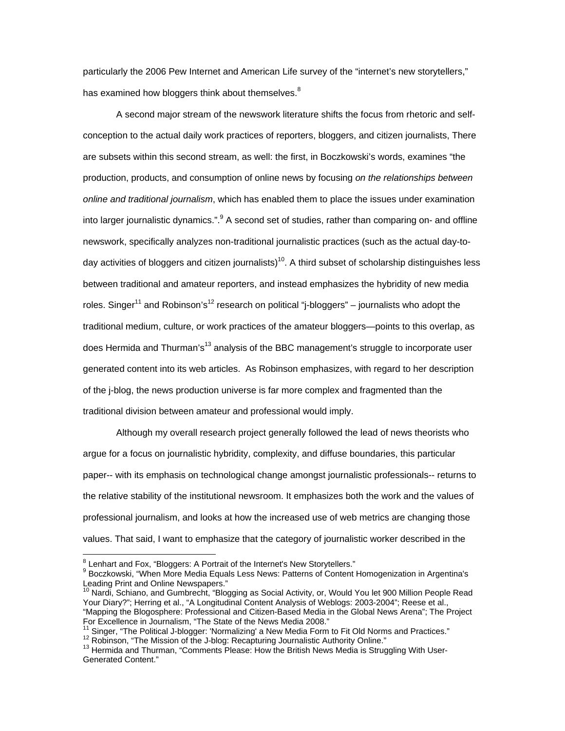particularly the 2006 Pew Internet and American Life survey of the "internet's new storytellers," has examined how bloggers think about themselves.[8]

A second major stream of the newswork literature shifts the focus from rhetoric and self-conception to the actual daily work practices of reporters, bloggers, and citizen journalists, There are subsets within this second stream, as well: the first, in Boczkowski's words, examines "the production, products, and consumption of online news by focusing *on the relationships between online and traditional journalism*, which has enabled them to place the issues under examination into larger journalistic dynamics.".[9] A second set of studies, rather than comparing on- and offline newswork, specifically analyzes non-traditional journalistic practices (such as the actual day-to-day activities of bloggers and citizen journalists)[10]. A third subset of scholarship distinguishes less between traditional and amateur reporters, and instead emphasizes the hybridity of new media roles. Singer[11] and Robinson's[12] research on political "j-bloggers" – journalists who adopt the traditional medium, culture, or work practices of the amateur bloggers—points to this overlap, as does Hermida and Thurman's[13] analysis of the BBC management's struggle to incorporate user generated content into its web articles. As Robinson emphasizes, with regard to her description of the j-blog, the news production universe is far more complex and fragmented than the traditional division between amateur and professional would imply.

Although my overall research project generally followed the lead of news theorists who argue for a focus on journalistic hybridity, complexity, and diffuse boundaries, this particular paper-- with its emphasis on technological change amongst journalistic professionals-- returns to the relative stability of the institutional newsroom. It emphasizes both the work and the values of professional journalism, and looks at how the increased use of web metrics are changing those values. That said, I want to emphasize that the category of journalistic worker described in the

---

[8] Lenhart and Fox, "Bloggers: A Portrait of the Internet's New Storytellers."

[9] Boczkowski, "When More Media Equals Less News: Patterns of Content Homogenization in Argentina's Leading Print and Online Newspapers."

[10] Nardi, Schiano, and Gumbrecht, "Blogging as Social Activity, or, Would You let 900 Million People Read Your Diary?"; Herring et al., "A Longitudinal Content Analysis of Weblogs: 2003-2004"; Reese et al., "Mapping the Blogosphere: Professional and Citizen-Based Media in the Global News Arena"; The Project For Excellence in Journalism, "The State of the News Media 2008."

[11] Singer, "The Political J-blogger: 'Normalizing' a New Media Form to Fit Old Norms and Practices."

[12] Robinson, "The Mission of the J-blog: Recapturing Journalistic Authority Online."

[13] Hermida and Thurman, "Comments Please: How the British News Media is Struggling With User-Generated Content."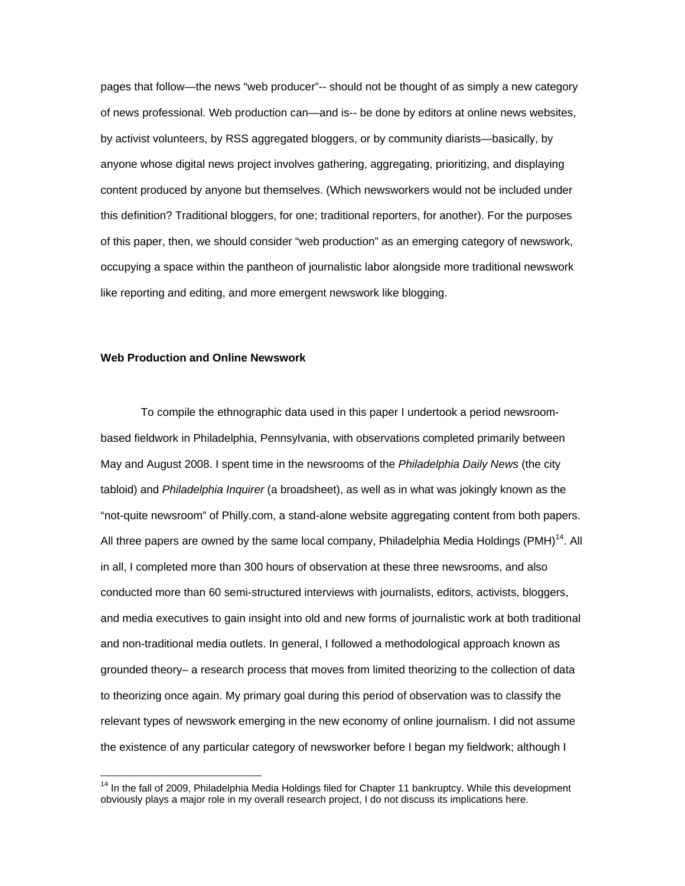pages that follow—the news "web producer"-- should not be thought of as simply a new category of news professional. Web production can—and is-- be done by editors at online news websites, by activist volunteers, by RSS aggregated bloggers, or by community diarists—basically, by anyone whose digital news project involves gathering, aggregating, prioritizing, and displaying content produced by anyone but themselves. (Which newsworkers would not be included under this definition? Traditional bloggers, for one; traditional reporters, for another). For the purposes of this paper, then, we should consider "web production" as an emerging category of newswork, occupying a space within the pantheon of journalistic labor alongside more traditional newswork like reporting and editing, and more emergent newswork like blogging.

**Web Production and Online Newswork**

To compile the ethnographic data used in this paper I undertook a period newsroom-based fieldwork in Philadelphia, Pennsylvania, with observations completed primarily between May and August 2008. I spent time in the newsrooms of the *Philadelphia Daily News* (the city tabloid) and *Philadelphia Inquirer* (a broadsheet), as well as in what was jokingly known as the "not-quite newsroom" of Philly.com, a stand-alone website aggregating content from both papers. All three papers are owned by the same local company, Philadelphia Media Holdings (PMH)[14]. All in all, I completed more than 300 hours of observation at these three newsrooms, and also conducted more than 60 semi-structured interviews with journalists, editors, activists, bloggers, and media executives to gain insight into old and new forms of journalistic work at both traditional and non-traditional media outlets. In general, I followed a methodological approach known as grounded theory– a research process that moves from limited theorizing to the collection of data to theorizing once again. My primary goal during this period of observation was to classify the relevant types of newswork emerging in the new economy of online journalism. I did not assume the existence of any particular category of newsworker before I began my fieldwork; although I

[14] In the fall of 2009, Philadelphia Media Holdings filed for Chapter 11 bankruptcy. While this development obviously plays a major role in my overall research project, I do not discuss its implications here.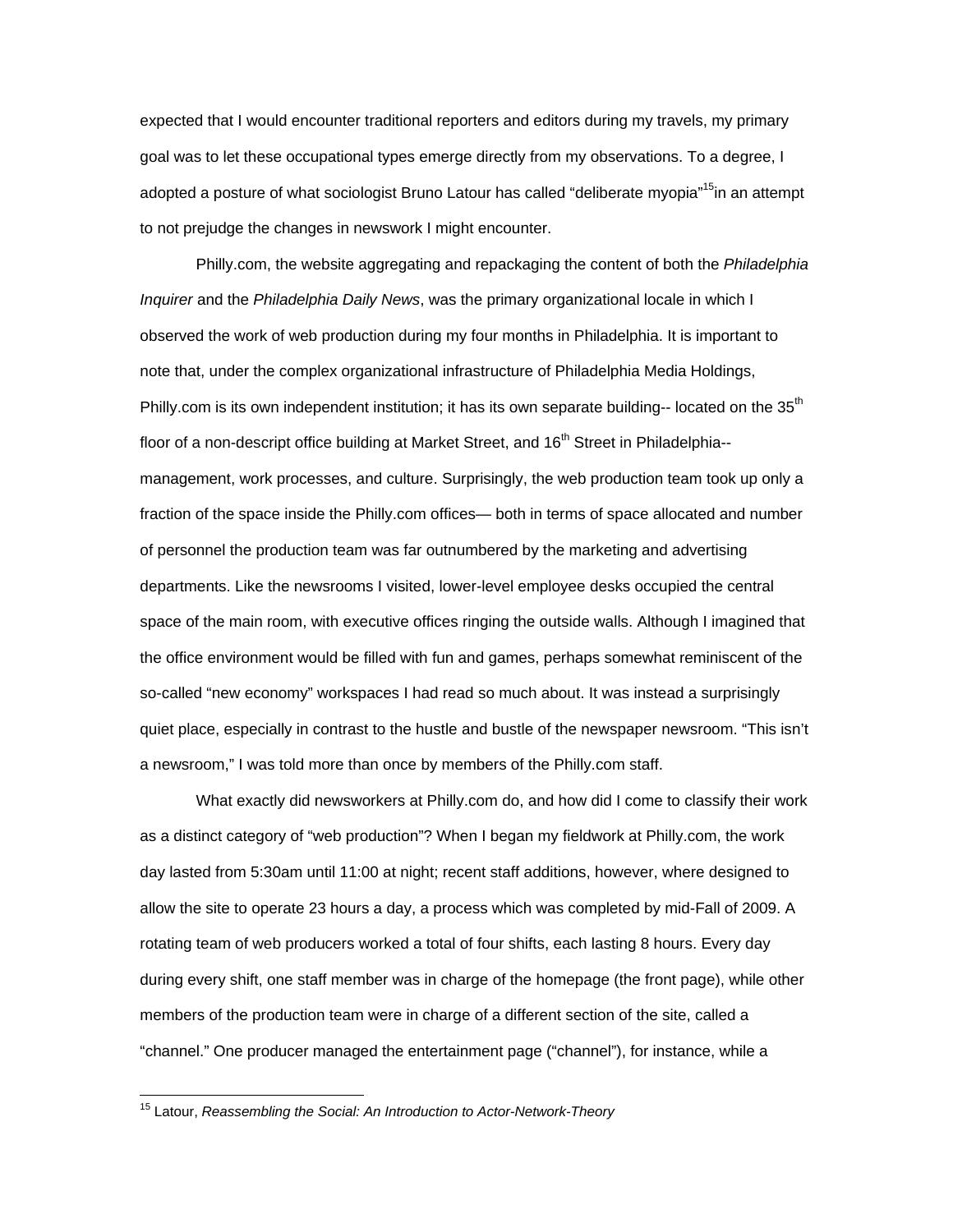expected that I would encounter traditional reporters and editors during my travels, my primary goal was to let these occupational types emerge directly from my observations. To a degree, I adopted a posture of what sociologist Bruno Latour has called "deliberate myopia"[15]in an attempt to not prejudge the changes in newswork I might encounter.

Philly.com, the website aggregating and repackaging the content of both the *Philadelphia Inquirer* and the *Philadelphia Daily News*, was the primary organizational locale in which I observed the work of web production during my four months in Philadelphia. It is important to note that, under the complex organizational infrastructure of Philadelphia Media Holdings, Philly.com is its own independent institution; it has its own separate building-- located on the 35th floor of a non-descript office building at Market Street, and 16th Street in Philadelphia-- management, work processes, and culture. Surprisingly, the web production team took up only a fraction of the space inside the Philly.com offices— both in terms of space allocated and number of personnel the production team was far outnumbered by the marketing and advertising departments. Like the newsrooms I visited, lower-level employee desks occupied the central space of the main room, with executive offices ringing the outside walls. Although I imagined that the office environment would be filled with fun and games, perhaps somewhat reminiscent of the so-called "new economy" workspaces I had read so much about. It was instead a surprisingly quiet place, especially in contrast to the hustle and bustle of the newspaper newsroom. "This isn't a newsroom," I was told more than once by members of the Philly.com staff.

What exactly did newsworkers at Philly.com do, and how did I come to classify their work as a distinct category of "web production"? When I began my fieldwork at Philly.com, the work day lasted from 5:30am until 11:00 at night; recent staff additions, however, where designed to allow the site to operate 23 hours a day, a process which was completed by mid-Fall of 2009. A rotating team of web producers worked a total of four shifts, each lasting 8 hours. Every day during every shift, one staff member was in charge of the homepage (the front page), while other members of the production team were in charge of a different section of the site, called a "channel." One producer managed the entertainment page ("channel"), for instance, while a

[15] Latour, *Reassembling the Social: An Introduction to Actor-Network-Theory*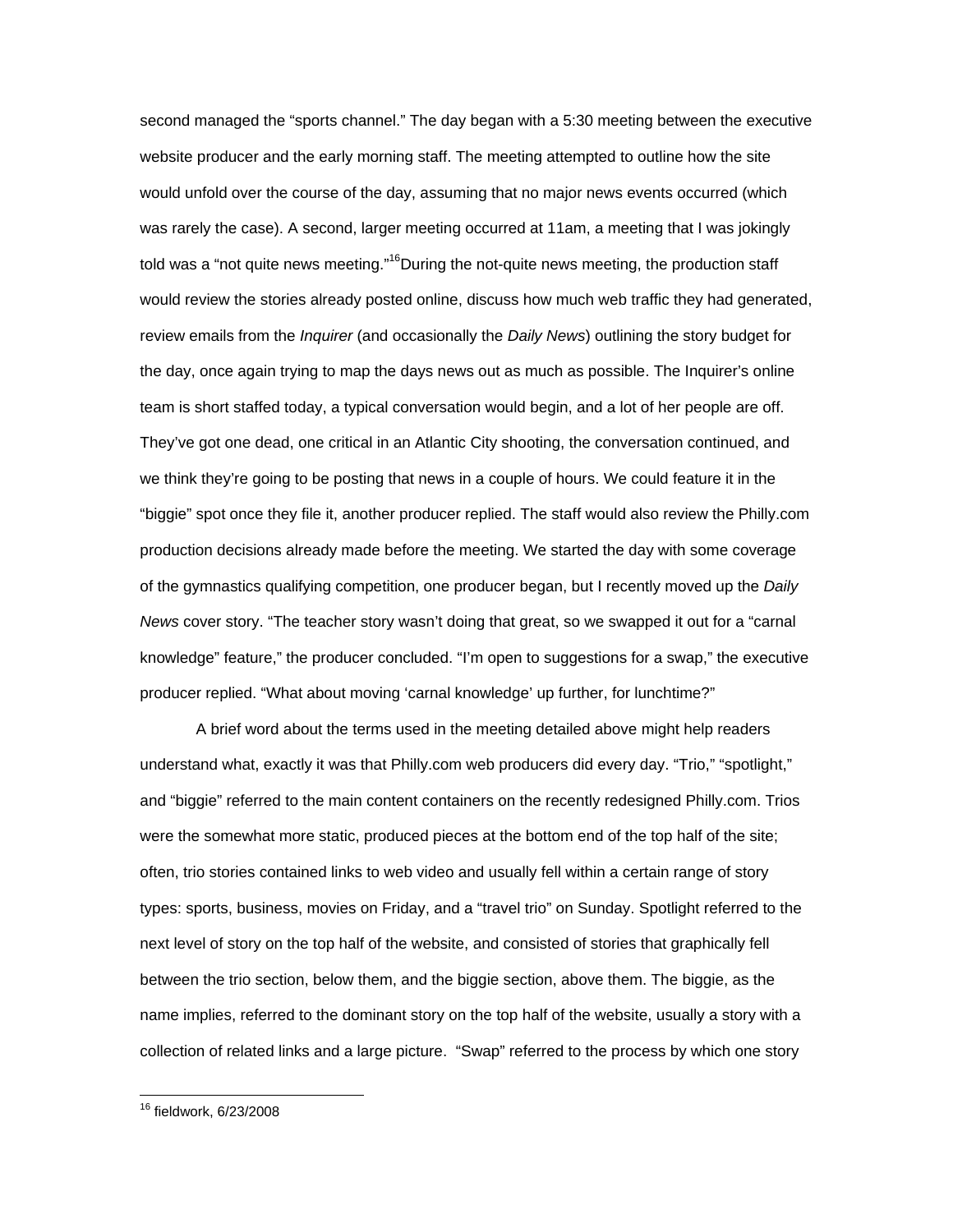second managed the "sports channel." The day began with a 5:30 meeting between the executive website producer and the early morning staff. The meeting attempted to outline how the site would unfold over the course of the day, assuming that no major news events occurred (which was rarely the case). A second, larger meeting occurred at 11am, a meeting that I was jokingly told was a "not quite news meeting."[16] During the not-quite news meeting, the production staff would review the stories already posted online, discuss how much web traffic they had generated, review emails from the *Inquirer* (and occasionally the *Daily News*) outlining the story budget for the day, once again trying to map the days news out as much as possible. The Inquirer's online team is short staffed today, a typical conversation would begin, and a lot of her people are off. They've got one dead, one critical in an Atlantic City shooting, the conversation continued, and we think they're going to be posting that news in a couple of hours. We could feature it in the "biggie" spot once they file it, another producer replied. The staff would also review the Philly.com production decisions already made before the meeting. We started the day with some coverage of the gymnastics qualifying competition, one producer began, but I recently moved up the *Daily News* cover story. "The teacher story wasn't doing that great, so we swapped it out for a "carnal knowledge" feature," the producer concluded. "I'm open to suggestions for a swap," the executive producer replied. "What about moving 'carnal knowledge' up further, for lunchtime?"

A brief word about the terms used in the meeting detailed above might help readers understand what, exactly it was that Philly.com web producers did every day. "Trio," "spotlight," and "biggie" referred to the main content containers on the recently redesigned Philly.com. Trios were the somewhat more static, produced pieces at the bottom end of the top half of the site; often, trio stories contained links to web video and usually fell within a certain range of story types: sports, business, movies on Friday, and a "travel trio" on Sunday. Spotlight referred to the next level of story on the top half of the website, and consisted of stories that graphically fell between the trio section, below them, and the biggie section, above them. The biggie, as the name implies, referred to the dominant story on the top half of the website, usually a story with a collection of related links and a large picture. "Swap" referred to the process by which one story

---

[16] fieldwork, 6/23/2008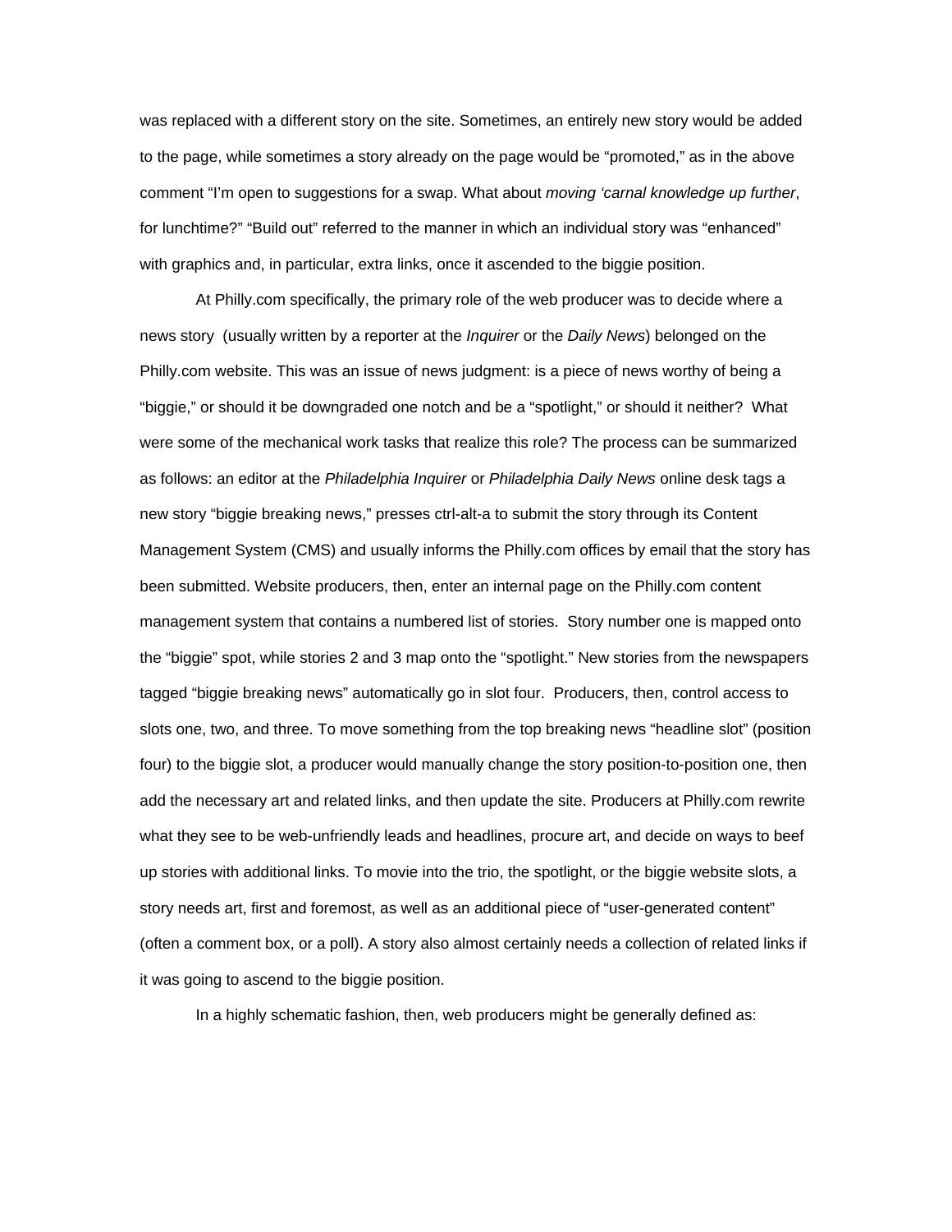was replaced with a different story on the site. Sometimes, an entirely new story would be added to the page, while sometimes a story already on the page would be "promoted," as in the above comment "I'm open to suggestions for a swap. What about *moving 'carnal knowledge up further*, for lunchtime?" "Build out" referred to the manner in which an individual story was "enhanced" with graphics and, in particular, extra links, once it ascended to the biggie position.

At Philly.com specifically, the primary role of the web producer was to decide where a news story (usually written by a reporter at the *Inquirer* or the *Daily News*) belonged on the Philly.com website. This was an issue of news judgment: is a piece of news worthy of being a "biggie," or should it be downgraded one notch and be a "spotlight," or should it neither? What were some of the mechanical work tasks that realize this role? The process can be summarized as follows: an editor at the *Philadelphia Inquirer* or *Philadelphia Daily News* online desk tags a new story "biggie breaking news," presses ctrl-alt-a to submit the story through its Content Management System (CMS) and usually informs the Philly.com offices by email that the story has been submitted. Website producers, then, enter an internal page on the Philly.com content management system that contains a numbered list of stories. Story number one is mapped onto the "biggie" spot, while stories 2 and 3 map onto the "spotlight." New stories from the newspapers tagged "biggie breaking news" automatically go in slot four. Producers, then, control access to slots one, two, and three. To move something from the top breaking news "headline slot" (position four) to the biggie slot, a producer would manually change the story position-to-position one, then add the necessary art and related links, and then update the site. Producers at Philly.com rewrite what they see to be web-unfriendly leads and headlines, procure art, and decide on ways to beef up stories with additional links. To movie into the trio, the spotlight, or the biggie website slots, a story needs art, first and foremost, as well as an additional piece of "user-generated content" (often a comment box, or a poll). A story also almost certainly needs a collection of related links if it was going to ascend to the biggie position.

In a highly schematic fashion, then, web producers might be generally defined as: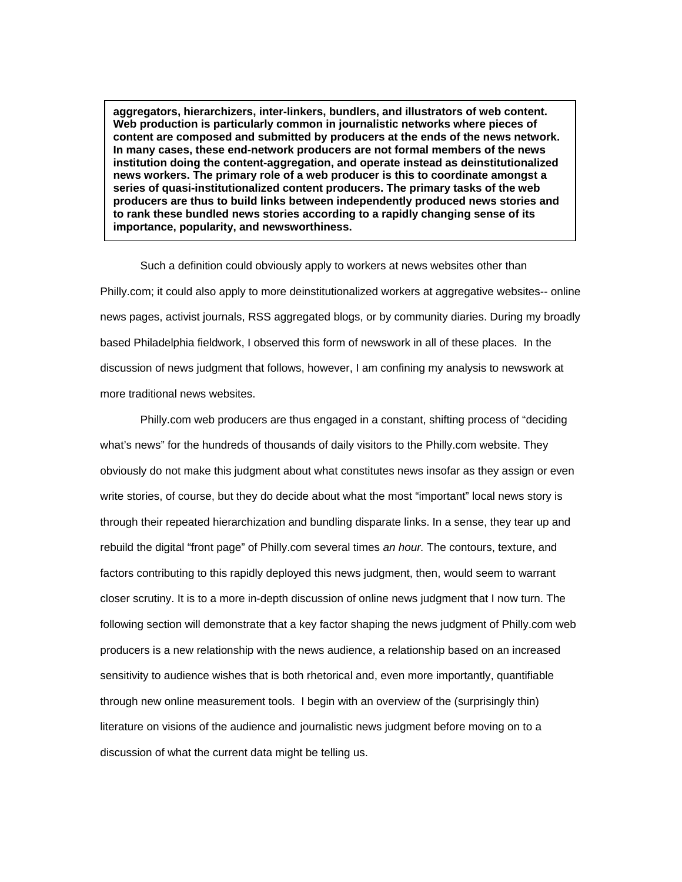**aggregators, hierarchizers, inter-linkers, bundlers, and illustrators of web content. Web production is particularly common in journalistic networks where pieces of content are composed and submitted by producers at the ends of the news network. In many cases, these end-network producers are not formal members of the news institution doing the content-aggregation, and operate instead as deinstitutionalized news workers. The primary role of a web producer is this to coordinate amongst a series of quasi-institutionalized content producers. The primary tasks of the web producers are thus to build links between independently produced news stories and to rank these bundled news stories according to a rapidly changing sense of its importance, popularity, and newsworthiness.**

Such a definition could obviously apply to workers at news websites other than Philly.com; it could also apply to more deinstitutionalized workers at aggregative websites-- online news pages, activist journals, RSS aggregated blogs, or by community diaries. During my broadly based Philadelphia fieldwork, I observed this form of newswork in all of these places. In the discussion of news judgment that follows, however, I am confining my analysis to newswork at more traditional news websites.

Philly.com web producers are thus engaged in a constant, shifting process of "deciding what's news" for the hundreds of thousands of daily visitors to the Philly.com website. They obviously do not make this judgment about what constitutes news insofar as they assign or even write stories, of course, but they do decide about what the most "important" local news story is through their repeated hierarchization and bundling disparate links. In a sense, they tear up and rebuild the digital "front page" of Philly.com several times *an hour.* The contours, texture, and factors contributing to this rapidly deployed this news judgment, then, would seem to warrant closer scrutiny. It is to a more in-depth discussion of online news judgment that I now turn. The following section will demonstrate that a key factor shaping the news judgment of Philly.com web producers is a new relationship with the news audience, a relationship based on an increased sensitivity to audience wishes that is both rhetorical and, even more importantly, quantifiable through new online measurement tools. I begin with an overview of the (surprisingly thin) literature on visions of the audience and journalistic news judgment before moving on to a discussion of what the current data might be telling us.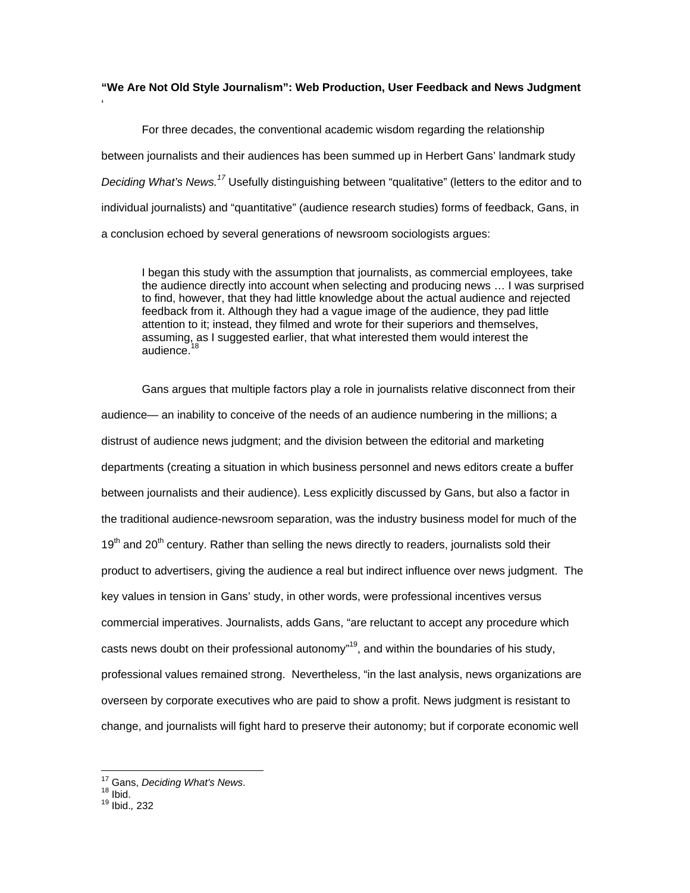**"We Are Not Old Style Journalism": Web Production, User Feedback and News Judgment**

'

For three decades, the conventional academic wisdom regarding the relationship between journalists and their audiences has been summed up in Herbert Gans' landmark study *Deciding What's News.*[17] Usefully distinguishing between "qualitative" (letters to the editor and to individual journalists) and "quantitative" (audience research studies) forms of feedback, Gans, in a conclusion echoed by several generations of newsroom sociologists argues:

> I began this study with the assumption that journalists, as commercial employees, take the audience directly into account when selecting and producing news … I was surprised to find, however, that they had little knowledge about the actual audience and rejected feedback from it. Although they had a vague image of the audience, they pad little attention to it; instead, they filmed and wrote for their superiors and themselves, assuming, as I suggested earlier, that what interested them would interest the audience.[18]

Gans argues that multiple factors play a role in journalists relative disconnect from their audience— an inability to conceive of the needs of an audience numbering in the millions; a distrust of audience news judgment; and the division between the editorial and marketing departments (creating a situation in which business personnel and news editors create a buffer between journalists and their audience). Less explicitly discussed by Gans, but also a factor in the traditional audience-newsroom separation, was the industry business model for much of the 19th and 20th century. Rather than selling the news directly to readers, journalists sold their product to advertisers, giving the audience a real but indirect influence over news judgment. The key values in tension in Gans' study, in other words, were professional incentives versus commercial imperatives. Journalists, adds Gans, "are reluctant to accept any procedure which casts news doubt on their professional autonomy"[19], and within the boundaries of his study, professional values remained strong. Nevertheless, "in the last analysis, news organizations are overseen by corporate executives who are paid to show a profit. News judgment is resistant to change, and journalists will fight hard to preserve their autonomy; but if corporate economic well

---

[17] Gans, *Deciding What's News*.
[18] Ibid.
[19] Ibid.*,* 232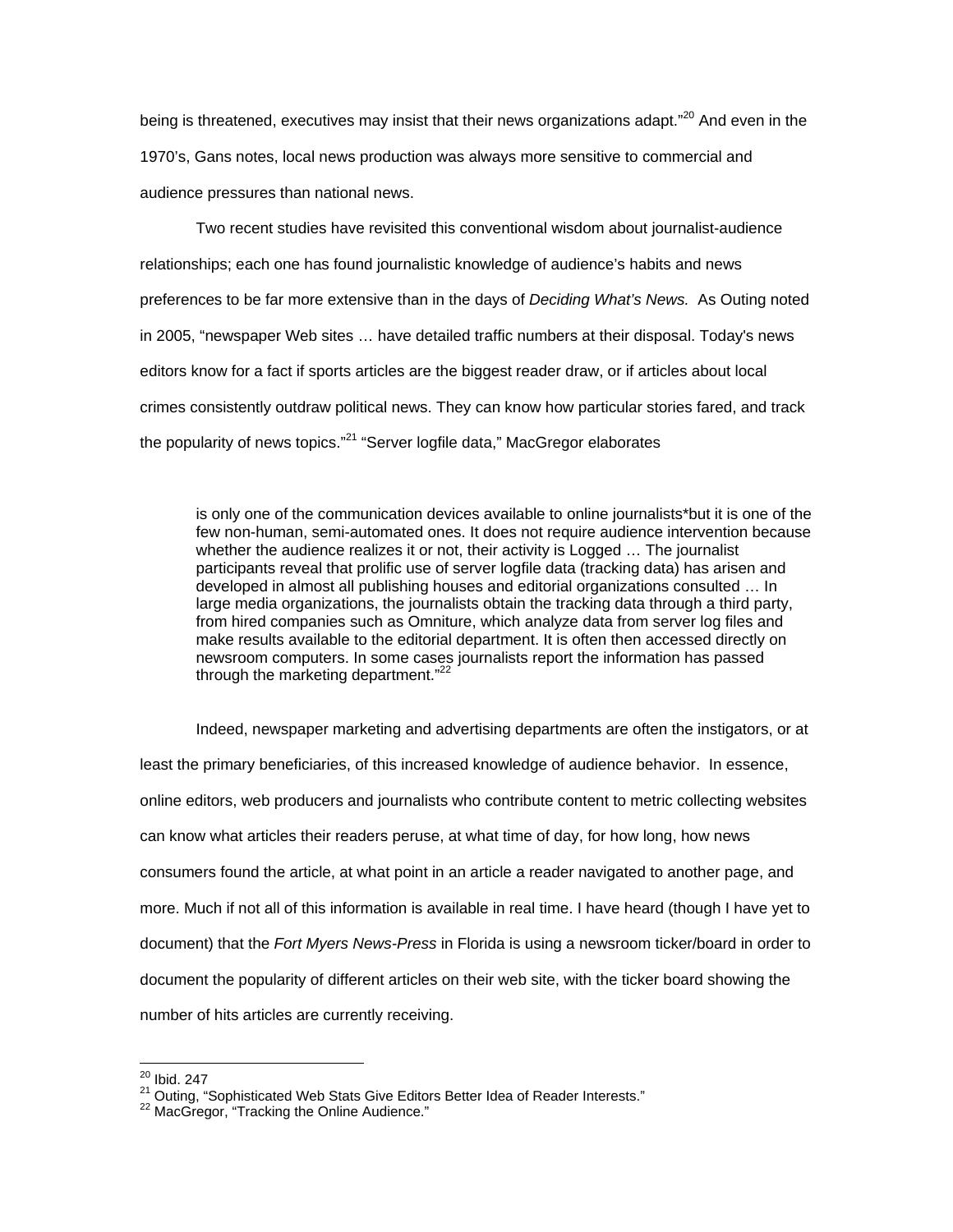being is threatened, executives may insist that their news organizations adapt."[20] And even in the 1970's, Gans notes, local news production was always more sensitive to commercial and audience pressures than national news.

Two recent studies have revisited this conventional wisdom about journalist-audience relationships; each one has found journalistic knowledge of audience's habits and news preferences to be far more extensive than in the days of *Deciding What's News.* As Outing noted in 2005, "newspaper Web sites … have detailed traffic numbers at their disposal. Today's news editors know for a fact if sports articles are the biggest reader draw, or if articles about local crimes consistently outdraw political news. They can know how particular stories fared, and track the popularity of news topics."[21] "Server logfile data," MacGregor elaborates

> is only one of the communication devices available to online journalists*but it is one of the few non-human, semi-automated ones. It does not require audience intervention because whether the audience realizes it or not, their activity is Logged … The journalist participants reveal that prolific use of server logfile data (tracking data) has arisen and developed in almost all publishing houses and editorial organizations consulted … In large media organizations, the journalists obtain the tracking data through a third party, from hired companies such as Omniture, which analyze data from server log files and make results available to the editorial department. It is often then accessed directly on newsroom computers. In some cases journalists report the information has passed through the marketing department."[22]

Indeed, newspaper marketing and advertising departments are often the instigators, or at least the primary beneficiaries, of this increased knowledge of audience behavior. In essence, online editors, web producers and journalists who contribute content to metric collecting websites can know what articles their readers peruse, at what time of day, for how long, how news consumers found the article, at what point in an article a reader navigated to another page, and more. Much if not all of this information is available in real time. I have heard (though I have yet to document) that the *Fort Myers News-Press* in Florida is using a newsroom ticker/board in order to document the popularity of different articles on their web site, with the ticker board showing the number of hits articles are currently receiving.

---

[20] Ibid. 247

[21] Outing, "Sophisticated Web Stats Give Editors Better Idea of Reader Interests."

[22] MacGregor, "Tracking the Online Audience."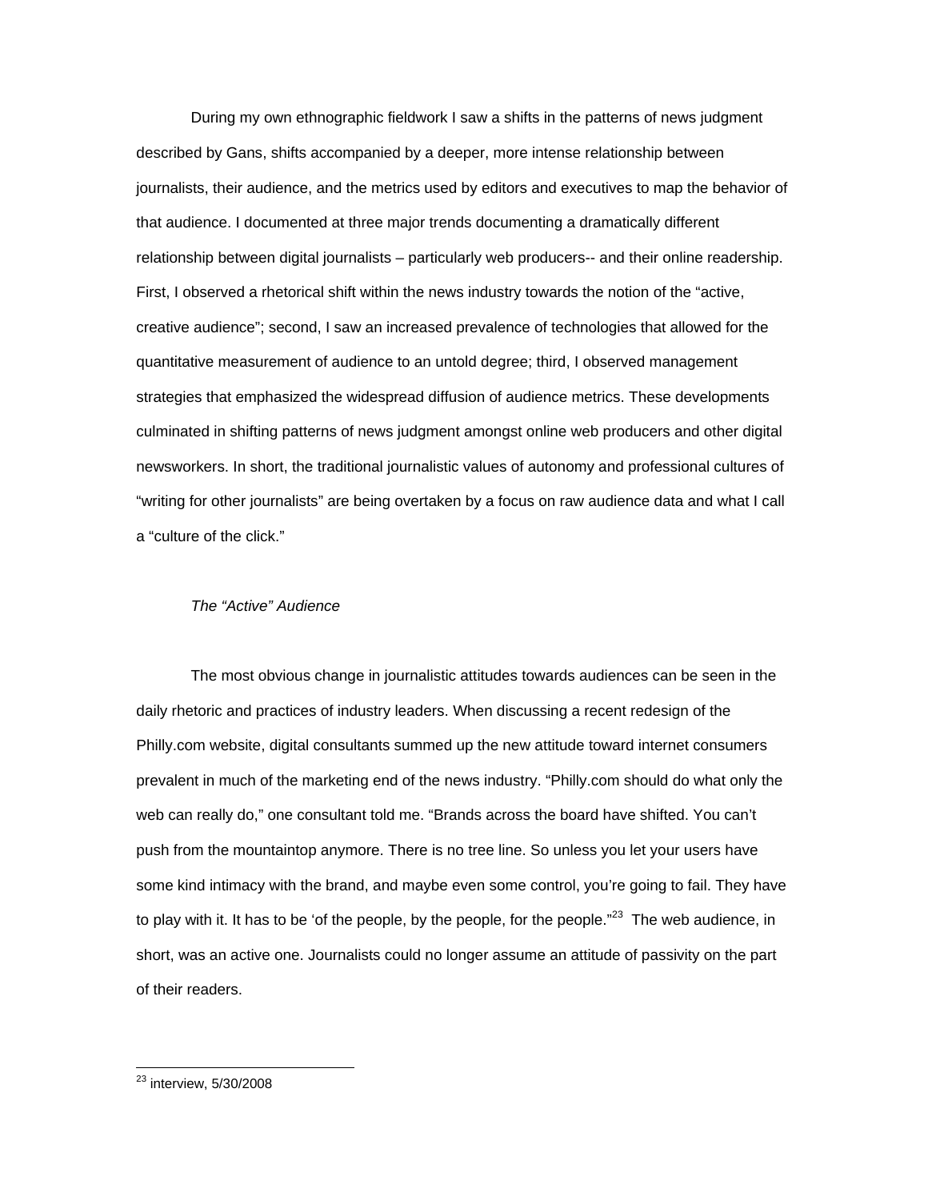During my own ethnographic fieldwork I saw a shifts in the patterns of news judgment described by Gans, shifts accompanied by a deeper, more intense relationship between journalists, their audience, and the metrics used by editors and executives to map the behavior of that audience. I documented at three major trends documenting a dramatically different relationship between digital journalists – particularly web producers-- and their online readership. First, I observed a rhetorical shift within the news industry towards the notion of the "active, creative audience"; second, I saw an increased prevalence of technologies that allowed for the quantitative measurement of audience to an untold degree; third, I observed management strategies that emphasized the widespread diffusion of audience metrics. These developments culminated in shifting patterns of news judgment amongst online web producers and other digital newsworkers. In short, the traditional journalistic values of autonomy and professional cultures of "writing for other journalists" are being overtaken by a focus on raw audience data and what I call a "culture of the click."

*The "Active" Audience*

The most obvious change in journalistic attitudes towards audiences can be seen in the daily rhetoric and practices of industry leaders. When discussing a recent redesign of the Philly.com website, digital consultants summed up the new attitude toward internet consumers prevalent in much of the marketing end of the news industry. "Philly.com should do what only the web can really do," one consultant told me. "Brands across the board have shifted. You can't push from the mountaintop anymore. There is no tree line. So unless you let your users have some kind intimacy with the brand, and maybe even some control, you're going to fail. They have to play with it. It has to be 'of the people, by the people, for the people."[23] The web audience, in short, was an active one. Journalists could no longer assume an attitude of passivity on the part of their readers.

---

[23] interview, 5/30/2008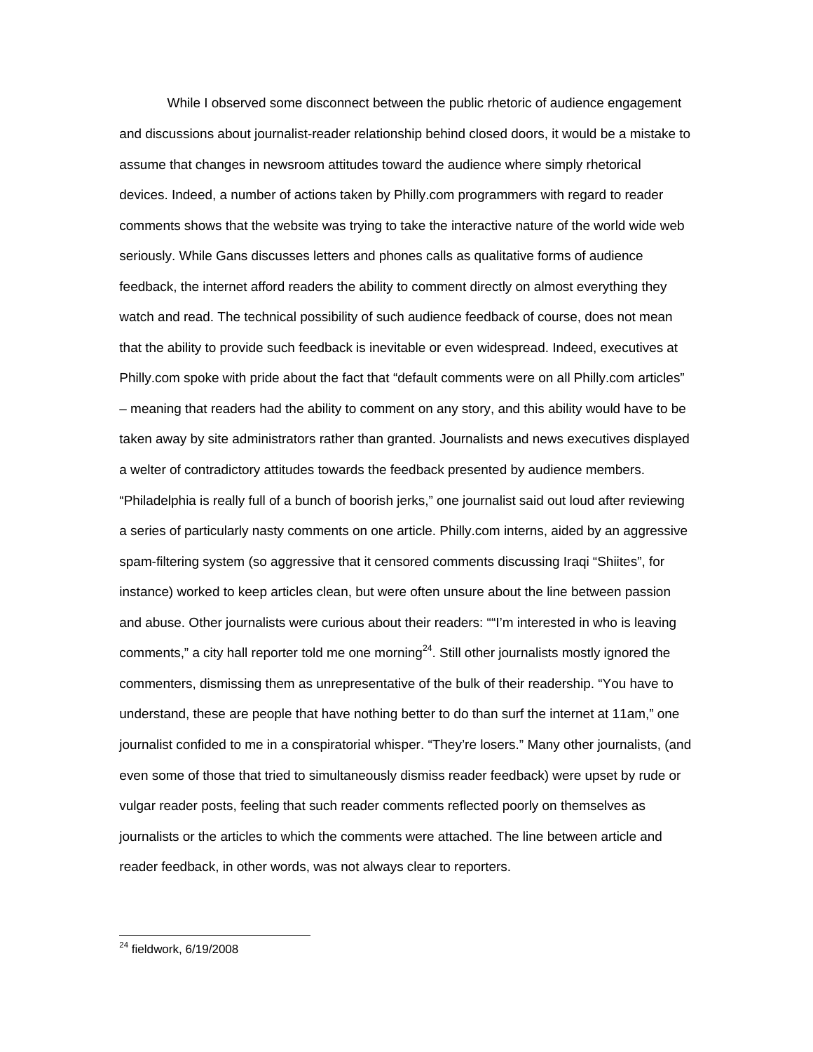While I observed some disconnect between the public rhetoric of audience engagement and discussions about journalist-reader relationship behind closed doors, it would be a mistake to assume that changes in newsroom attitudes toward the audience where simply rhetorical devices. Indeed, a number of actions taken by Philly.com programmers with regard to reader comments shows that the website was trying to take the interactive nature of the world wide web seriously. While Gans discusses letters and phones calls as qualitative forms of audience feedback, the internet afford readers the ability to comment directly on almost everything they watch and read. The technical possibility of such audience feedback of course, does not mean that the ability to provide such feedback is inevitable or even widespread. Indeed, executives at Philly.com spoke with pride about the fact that "default comments were on all Philly.com articles" – meaning that readers had the ability to comment on any story, and this ability would have to be taken away by site administrators rather than granted. Journalists and news executives displayed a welter of contradictory attitudes towards the feedback presented by audience members. "Philadelphia is really full of a bunch of boorish jerks," one journalist said out loud after reviewing a series of particularly nasty comments on one article. Philly.com interns, aided by an aggressive spam-filtering system (so aggressive that it censored comments discussing Iraqi "Shiites", for instance) worked to keep articles clean, but were often unsure about the line between passion and abuse. Other journalists were curious about their readers: ""I'm interested in who is leaving comments," a city hall reporter told me one morning[24]. Still other journalists mostly ignored the commenters, dismissing them as unrepresentative of the bulk of their readership. "You have to understand, these are people that have nothing better to do than surf the internet at 11am," one journalist confided to me in a conspiratorial whisper. "They're losers." Many other journalists, (and even some of those that tried to simultaneously dismiss reader feedback) were upset by rude or vulgar reader posts, feeling that such reader comments reflected poorly on themselves as journalists or the articles to which the comments were attached. The line between article and reader feedback, in other words, was not always clear to reporters.

---

[24] fieldwork, 6/19/2008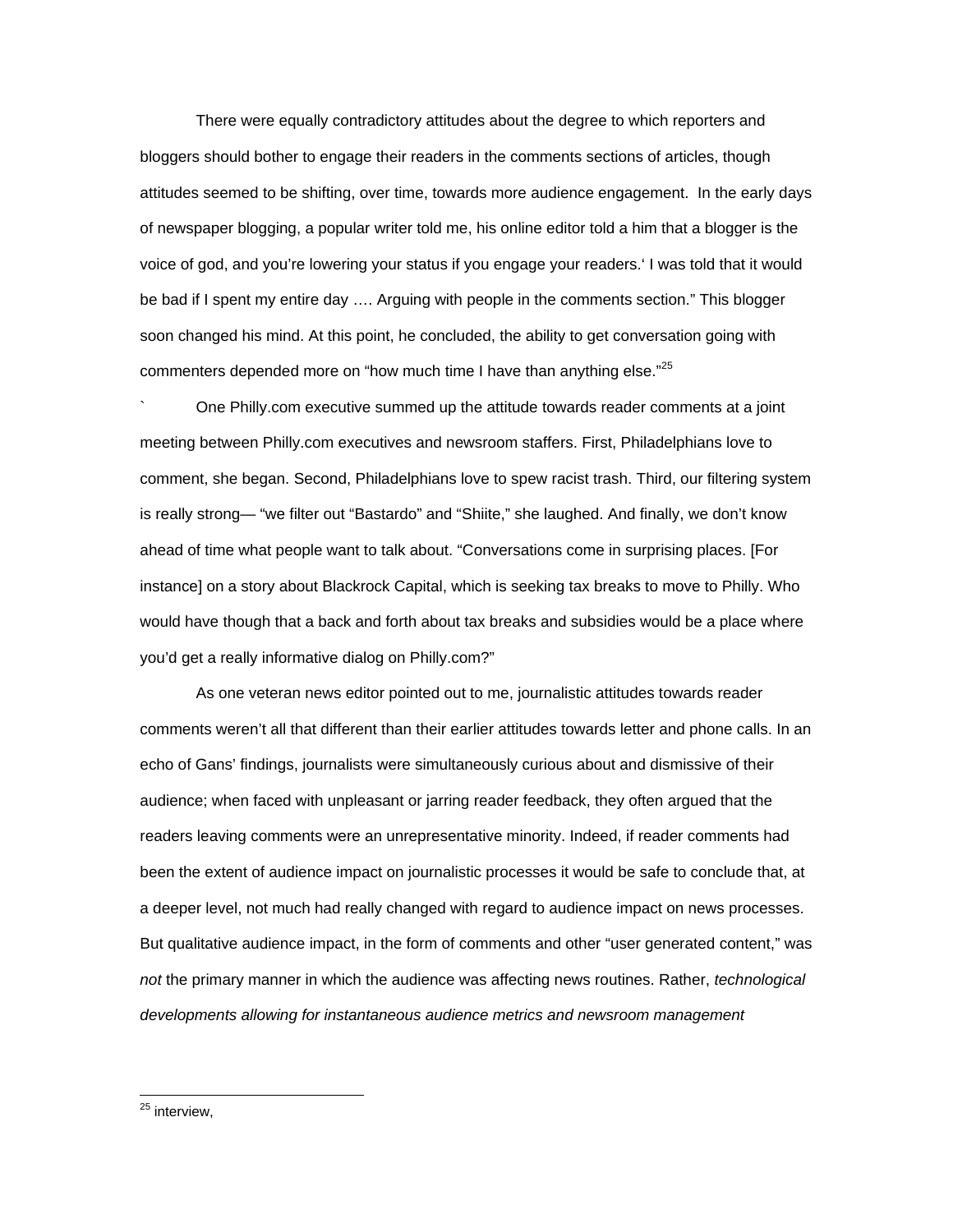There were equally contradictory attitudes about the degree to which reporters and bloggers should bother to engage their readers in the comments sections of articles, though attitudes seemed to be shifting, over time, towards more audience engagement. In the early days of newspaper blogging, a popular writer told me, his online editor told a him that a blogger is the voice of god, and you're lowering your status if you engage your readers.' I was told that it would be bad if I spent my entire day …. Arguing with people in the comments section." This blogger soon changed his mind. At this point, he concluded, the ability to get conversation going with commenters depended more on "how much time I have than anything else."[25]

` One Philly.com executive summed up the attitude towards reader comments at a joint meeting between Philly.com executives and newsroom staffers. First, Philadelphians love to comment, she began. Second, Philadelphians love to spew racist trash. Third, our filtering system is really strong— "we filter out "Bastardo" and "Shiite," she laughed. And finally, we don't know ahead of time what people want to talk about. "Conversations come in surprising places. [For instance] on a story about Blackrock Capital, which is seeking tax breaks to move to Philly. Who would have though that a back and forth about tax breaks and subsidies would be a place where you'd get a really informative dialog on Philly.com?"

As one veteran news editor pointed out to me, journalistic attitudes towards reader comments weren't all that different than their earlier attitudes towards letter and phone calls. In an echo of Gans' findings, journalists were simultaneously curious about and dismissive of their audience; when faced with unpleasant or jarring reader feedback, they often argued that the readers leaving comments were an unrepresentative minority. Indeed, if reader comments had been the extent of audience impact on journalistic processes it would be safe to conclude that, at a deeper level, not much had really changed with regard to audience impact on news processes. But qualitative audience impact, in the form of comments and other "user generated content," was *not* the primary manner in which the audience was affecting news routines. Rather, *technological developments allowing for instantaneous audience metrics and newsroom management*

[25] interview,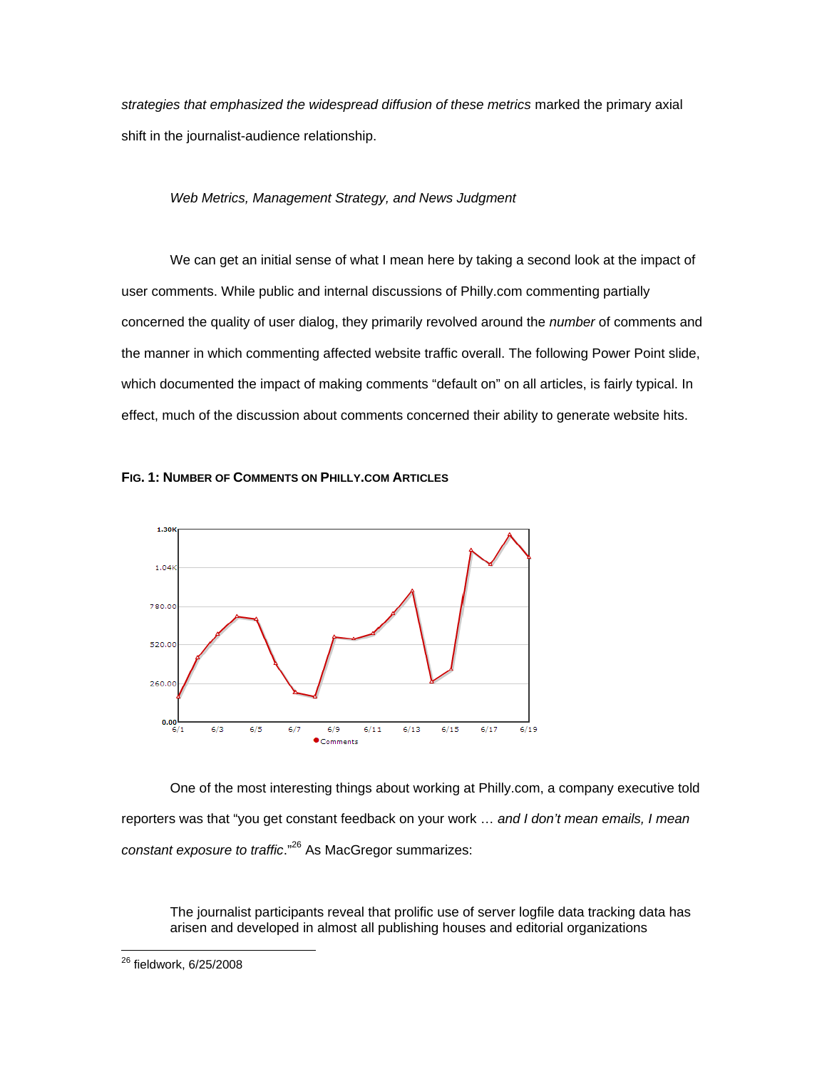*strategies that emphasized the widespread diffusion of these metrics* marked the primary axial shift in the journalist-audience relationship.

*Web Metrics, Management Strategy, and News Judgment*

We can get an initial sense of what I mean here by taking a second look at the impact of user comments. While public and internal discussions of Philly.com commenting partially concerned the quality of user dialog, they primarily revolved around the *number* of comments and the manner in which commenting affected website traffic overall. The following Power Point slide, which documented the impact of making comments "default on" on all articles, is fairly typical. In effect, much of the discussion about comments concerned their ability to generate website hits.

**FIG. 1: NUMBER OF COMMENTS ON PHILLY.COM ARTICLES**

One of the most interesting things about working at Philly.com, a company executive told reporters was that "you get constant feedback on your work … *and I don't mean emails, I mean constant exposure to traffic*."[26] As MacGregor summarizes:

> The journalist participants reveal that prolific use of server logfile data tracking data has arisen and developed in almost all publishing houses and editorial organizations

[26] fieldwork, 6/25/2008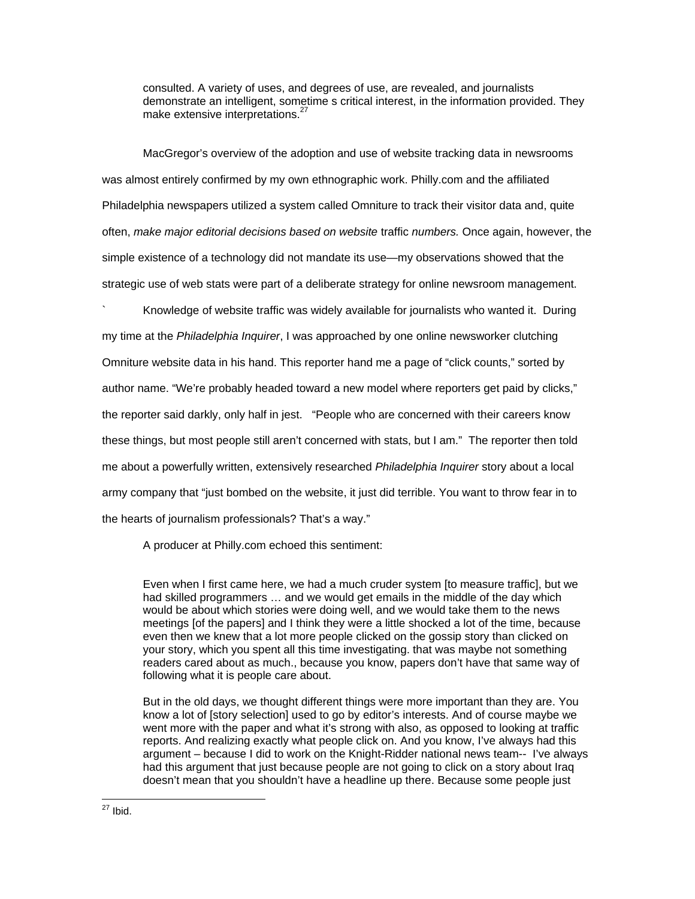> consulted. A variety of uses, and degrees of use, are revealed, and journalists demonstrate an intelligent, sometime s critical interest, in the information provided. They make extensive interpretations.[27]

MacGregor's overview of the adoption and use of website tracking data in newsrooms was almost entirely confirmed by my own ethnographic work. Philly.com and the affiliated Philadelphia newspapers utilized a system called Omniture to track their visitor data and, quite often, *make major editorial decisions based on website* traffic *numbers.* Once again, however, the simple existence of a technology did not mandate its use—my observations showed that the strategic use of web stats were part of a deliberate strategy for online newsroom management.

` Knowledge of website traffic was widely available for journalists who wanted it. During my time at the *Philadelphia Inquirer*, I was approached by one online newsworker clutching Omniture website data in his hand. This reporter hand me a page of "click counts," sorted by author name. "We're probably headed toward a new model where reporters get paid by clicks," the reporter said darkly, only half in jest. "People who are concerned with their careers know these things, but most people still aren't concerned with stats, but I am." The reporter then told me about a powerfully written, extensively researched *Philadelphia Inquirer* story about a local army company that "just bombed on the website, it just did terrible. You want to throw fear in to the hearts of journalism professionals? That's a way."

A producer at Philly.com echoed this sentiment:

> Even when I first came here, we had a much cruder system [to measure traffic], but we had skilled programmers … and we would get emails in the middle of the day which would be about which stories were doing well, and we would take them to the news meetings [of the papers] and I think they were a little shocked a lot of the time, because even then we knew that a lot more people clicked on the gossip story than clicked on your story, which you spent all this time investigating. that was maybe not something readers cared about as much., because you know, papers don't have that same way of following what it is people care about.
>
> But in the old days, we thought different things were more important than they are. You know a lot of [story selection] used to go by editor's interests. And of course maybe we went more with the paper and what it's strong with also, as opposed to looking at traffic reports. And realizing exactly what people click on. And you know, I've always had this argument – because I did to work on the Knight-Ridder national news team-- I've always had this argument that just because people are not going to click on a story about Iraq doesn't mean that you shouldn't have a headline up there. Because some people just

[27] Ibid.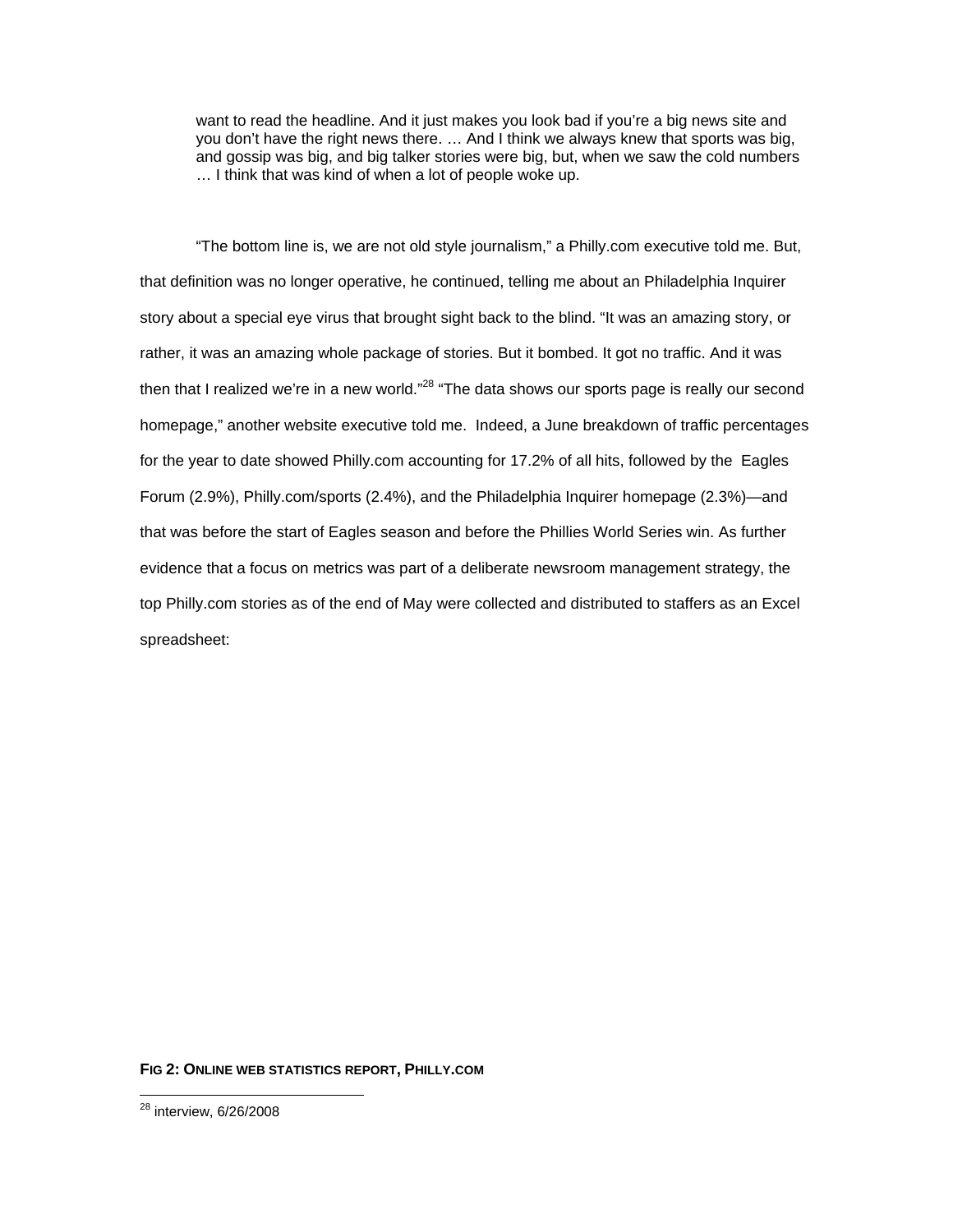> want to read the headline. And it just makes you look bad if you're a big news site and you don't have the right news there. … And I think we always knew that sports was big, and gossip was big, and big talker stories were big, but, when we saw the cold numbers … I think that was kind of when a lot of people woke up.

"The bottom line is, we are not old style journalism," a Philly.com executive told me. But, that definition was no longer operative, he continued, telling me about an Philadelphia Inquirer story about a special eye virus that brought sight back to the blind. "It was an amazing story, or rather, it was an amazing whole package of stories. But it bombed. It got no traffic. And it was then that I realized we're in a new world."[28] "The data shows our sports page is really our second homepage," another website executive told me. Indeed, a June breakdown of traffic percentages for the year to date showed Philly.com accounting for 17.2% of all hits, followed by the Eagles Forum (2.9%), Philly.com/sports (2.4%), and the Philadelphia Inquirer homepage (2.3%)—and that was before the start of Eagles season and before the Phillies World Series win. As further evidence that a focus on metrics was part of a deliberate newsroom management strategy, the top Philly.com stories as of the end of May were collected and distributed to staffers as an Excel spreadsheet:

**FIG 2: ONLINE WEB STATISTICS REPORT, PHILLY.COM**

[28] interview, 6/26/2008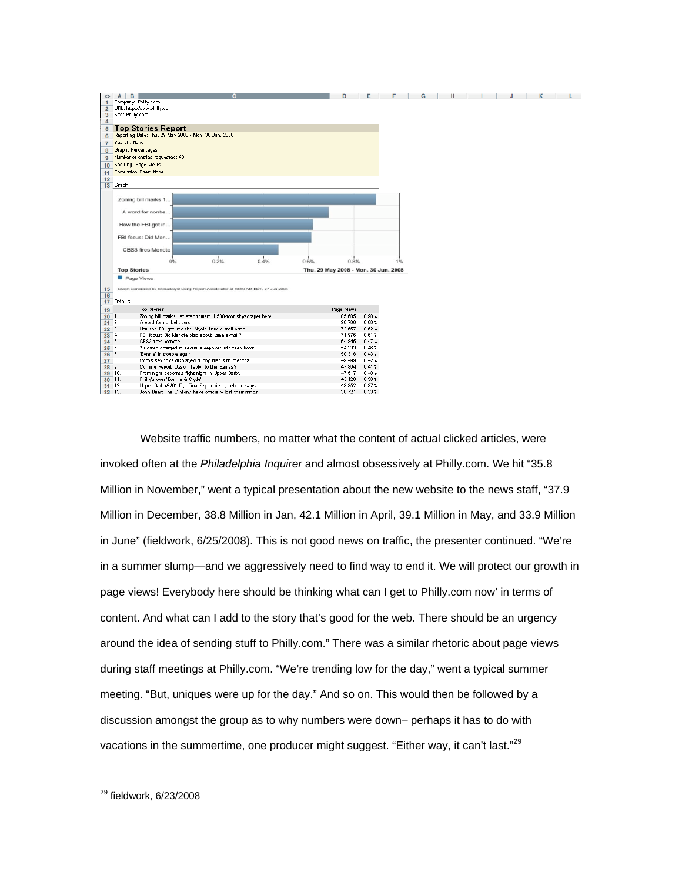| | A | B | C | D | E |
|---|---|---|---|---|---|
| 1 | Company: Philly.com | | | | |
| 2 | URL: http://www.philly.com | | | | |
| 3 | Site: Philly.com | | | | |
| 4 | | | | | |
| 5 | **Top Stories Report** | | | | |
| 6 | Reporting Date: Thu. 29 May 2008 - Mon. 30 Jun. 2008 | | | | |
| 7 | Search: None | | | | |
| 8 | Graph: Percentages | | | | |
| 9 | Number of entries requested: 60 | | | | |
| 10 | Showing: Page Views | | | | |
| 11 | Correlation Filter: None | | | | |
| 12 | | | | | |
| 13 | Graph | | | | |

| Top Stories | Page Views (Thu. 29 May 2008 - Mon. 30 Jun. 2008) |
|---|---|
| Zoning bill marks 1... | 0.90% |
| A word for nonbe... | 0.69% |
| How the FBI got in... | 0.62% |
| FBI focus: Did Men... | 0.61% |
| CBS3 fires Mendte | 0.47% |

15 Graph Generated by SiteCatalyst using Report Accelerator at 10:59 AM EDT, 27 Jun 2008

17 Details

| Row | | Top Stories | Page Views | |
|---|---|---|---|---|
| 20 | 1. | Zoning bill marks 1st step toward 1,500-foot skyscraper here | 105,685 | 0.90% |
| 21 | 2. | A word for nonbelievers | 80,790 | 0.69% |
| 22 | 3. | How the FBI got into the Alycia Lane e-mail case | 72,657 | 0.62% |
| 23 | 4. | FBI focus: Did Mendte blab about Lane e-mail? | 71,976 | 0.61% |
| 24 | 5. | CBS3 fires Mendte | 54,845 | 0.47% |
| 25 | 6. | 2 women charged in sexual sleepover with teen boys | 54,333 | 0.46% |
| 26 | 7. | 'Bonnie' in trouble again | 50,316 | 0.43% |
| 27 | 8. | Mom's sex toys displayed during man's murder trial | 49,499 | 0.42% |
| 28 | 9. | Morning Report: Jason Taylor to the Eagles? | 47,804 | 0.41% |
| 29 | 10. | Prom night becomes fight night in Upper Darby | 47,617 | 0.40% |
| 30 | 11. | Philly's own 'Bonnie & Clyde' | 46,126 | 0.39% |
| 31 | 12. | Upper Darby&#0146;s Tina Fey sexiest, website says | 43,352 | 0.37% |
| 32 | 13. | John Baer: The Clintons have officially lost their minds | 38,721 | 0.33% |

Website traffic numbers, no matter what the content of actual clicked articles, were invoked often at the *Philadelphia Inquirer* and almost obsessively at Philly.com. We hit "35.8 Million in November," went a typical presentation about the new website to the news staff, "37.9 Million in December, 38.8 Million in Jan, 42.1 Million in April, 39.1 Million in May, and 33.9 Million in June" (fieldwork, 6/25/2008). This is not good news on traffic, the presenter continued. "We're in a summer slump—and we aggressively need to find way to end it. We will protect our growth in page views! Everybody here should be thinking what can I get to Philly.com now' in terms of content. And what can I add to the story that's good for the web. There should be an urgency around the idea of sending stuff to Philly.com." There was a similar rhetoric about page views during staff meetings at Philly.com. "We're trending low for the day," went a typical summer meeting. "But, uniques were up for the day." And so on. This would then be followed by a discussion amongst the group as to why numbers were down– perhaps it has to do with vacations in the summertime, one producer might suggest. "Either way, it can't last."[29]

---

[29] fieldwork, 6/23/2008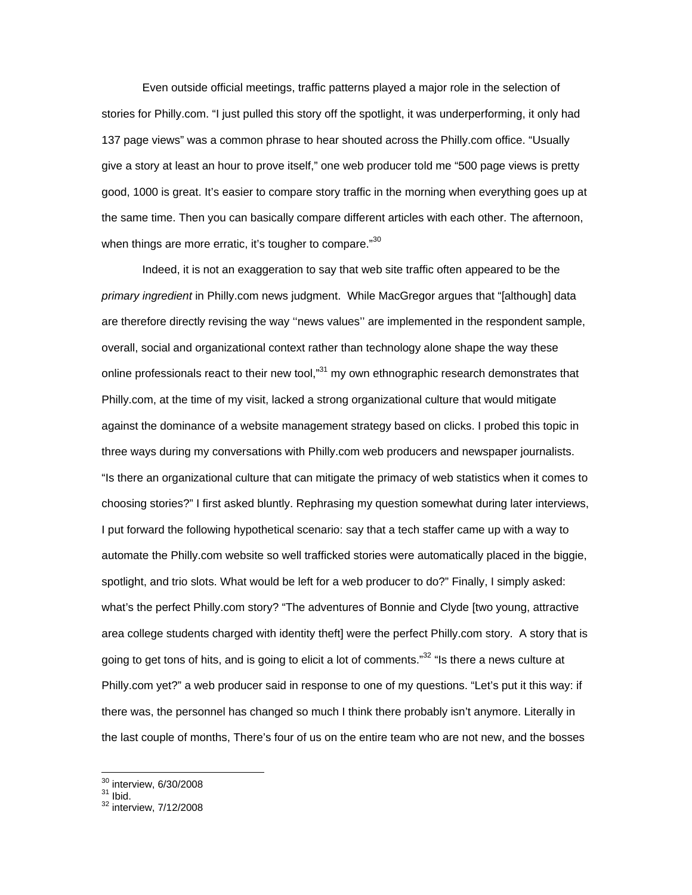Even outside official meetings, traffic patterns played a major role in the selection of stories for Philly.com. "I just pulled this story off the spotlight, it was underperforming, it only had 137 page views" was a common phrase to hear shouted across the Philly.com office. "Usually give a story at least an hour to prove itself," one web producer told me "500 page views is pretty good, 1000 is great. It's easier to compare story traffic in the morning when everything goes up at the same time. Then you can basically compare different articles with each other. The afternoon, when things are more erratic, it's tougher to compare."[30]

Indeed, it is not an exaggeration to say that web site traffic often appeared to be the *primary ingredient* in Philly.com news judgment. While MacGregor argues that "[although] data are therefore directly revising the way ''news values'' are implemented in the respondent sample, overall, social and organizational context rather than technology alone shape the way these online professionals react to their new tool,"[31] my own ethnographic research demonstrates that Philly.com, at the time of my visit, lacked a strong organizational culture that would mitigate against the dominance of a website management strategy based on clicks. I probed this topic in three ways during my conversations with Philly.com web producers and newspaper journalists. "Is there an organizational culture that can mitigate the primacy of web statistics when it comes to choosing stories?" I first asked bluntly. Rephrasing my question somewhat during later interviews, I put forward the following hypothetical scenario: say that a tech staffer came up with a way to automate the Philly.com website so well trafficked stories were automatically placed in the biggie, spotlight, and trio slots. What would be left for a web producer to do?" Finally, I simply asked: what's the perfect Philly.com story? "The adventures of Bonnie and Clyde [two young, attractive area college students charged with identity theft] were the perfect Philly.com story. A story that is going to get tons of hits, and is going to elicit a lot of comments."[32] "Is there a news culture at Philly.com yet?" a web producer said in response to one of my questions. "Let's put it this way: if there was, the personnel has changed so much I think there probably isn't anymore. Literally in the last couple of months, There's four of us on the entire team who are not new, and the bosses

---

[30] interview, 6/30/2008

[31] Ibid.

[32] interview, 7/12/2008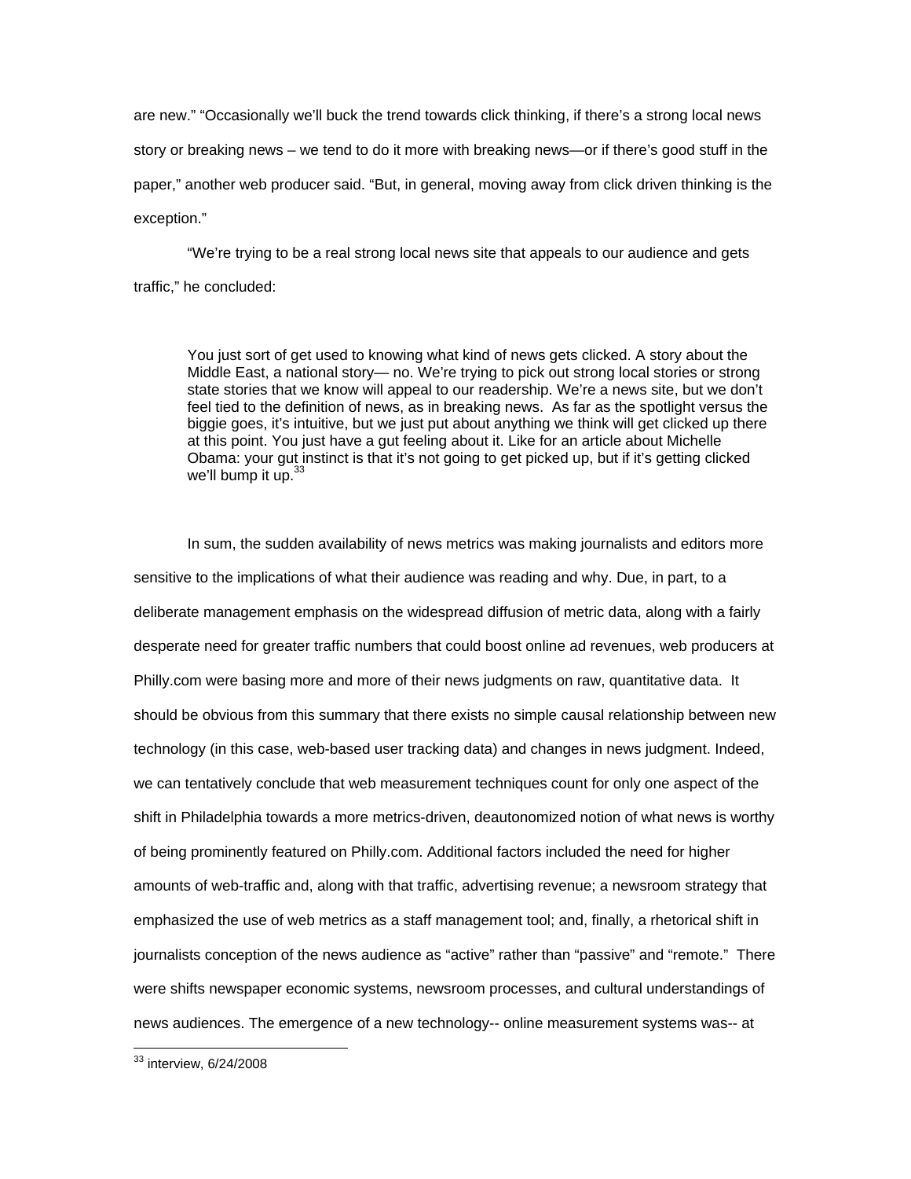are new." "Occasionally we'll buck the trend towards click thinking, if there's a strong local news story or breaking news – we tend to do it more with breaking news—or if there's good stuff in the paper," another web producer said. "But, in general, moving away from click driven thinking is the exception."

"We're trying to be a real strong local news site that appeals to our audience and gets traffic," he concluded:

> You just sort of get used to knowing what kind of news gets clicked. A story about the Middle East, a national story— no. We're trying to pick out strong local stories or strong state stories that we know will appeal to our readership. We're a news site, but we don't feel tied to the definition of news, as in breaking news. As far as the spotlight versus the biggie goes, it's intuitive, but we just put about anything we think will get clicked up there at this point. You just have a gut feeling about it. Like for an article about Michelle Obama: your gut instinct is that it's not going to get picked up, but if it's getting clicked we'll bump it up.[33]

In sum, the sudden availability of news metrics was making journalists and editors more sensitive to the implications of what their audience was reading and why. Due, in part, to a deliberate management emphasis on the widespread diffusion of metric data, along with a fairly desperate need for greater traffic numbers that could boost online ad revenues, web producers at Philly.com were basing more and more of their news judgments on raw, quantitative data. It should be obvious from this summary that there exists no simple causal relationship between new technology (in this case, web-based user tracking data) and changes in news judgment. Indeed, we can tentatively conclude that web measurement techniques count for only one aspect of the shift in Philadelphia towards a more metrics-driven, deautonomized notion of what news is worthy of being prominently featured on Philly.com. Additional factors included the need for higher amounts of web-traffic and, along with that traffic, advertising revenue; a newsroom strategy that emphasized the use of web metrics as a staff management tool; and, finally, a rhetorical shift in journalists conception of the news audience as "active" rather than "passive" and "remote." There were shifts newspaper economic systems, newsroom processes, and cultural understandings of news audiences. The emergence of a new technology-- online measurement systems was-- at

---

[33] interview, 6/24/2008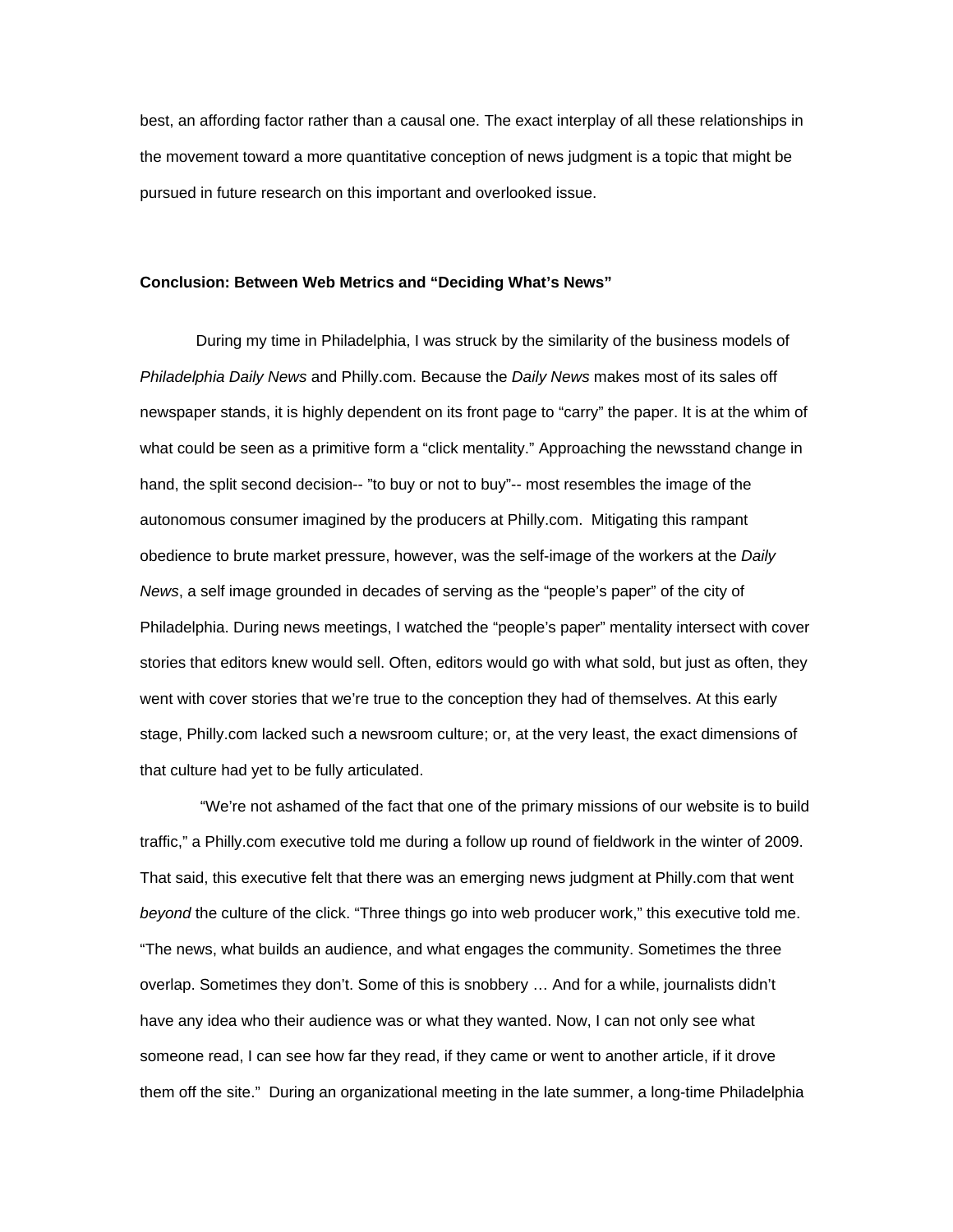best, an affording factor rather than a causal one. The exact interplay of all these relationships in the movement toward a more quantitative conception of news judgment is a topic that might be pursued in future research on this important and overlooked issue.

**Conclusion: Between Web Metrics and "Deciding What's News"**

During my time in Philadelphia, I was struck by the similarity of the business models of *Philadelphia Daily News* and Philly.com. Because the *Daily News* makes most of its sales off newspaper stands, it is highly dependent on its front page to "carry" the paper. It is at the whim of what could be seen as a primitive form a "click mentality." Approaching the newsstand change in hand, the split second decision-- "to buy or not to buy"-- most resembles the image of the autonomous consumer imagined by the producers at Philly.com. Mitigating this rampant obedience to brute market pressure, however, was the self-image of the workers at the *Daily News*, a self image grounded in decades of serving as the "people's paper" of the city of Philadelphia. During news meetings, I watched the "people's paper" mentality intersect with cover stories that editors knew would sell. Often, editors would go with what sold, but just as often, they went with cover stories that we're true to the conception they had of themselves. At this early stage, Philly.com lacked such a newsroom culture; or, at the very least, the exact dimensions of that culture had yet to be fully articulated.

"We're not ashamed of the fact that one of the primary missions of our website is to build traffic," a Philly.com executive told me during a follow up round of fieldwork in the winter of 2009. That said, this executive felt that there was an emerging news judgment at Philly.com that went *beyond* the culture of the click. "Three things go into web producer work," this executive told me. "The news, what builds an audience, and what engages the community. Sometimes the three overlap. Sometimes they don't. Some of this is snobbery … And for a while, journalists didn't have any idea who their audience was or what they wanted. Now, I can not only see what someone read, I can see how far they read, if they came or went to another article, if it drove them off the site." During an organizational meeting in the late summer, a long-time Philadelphia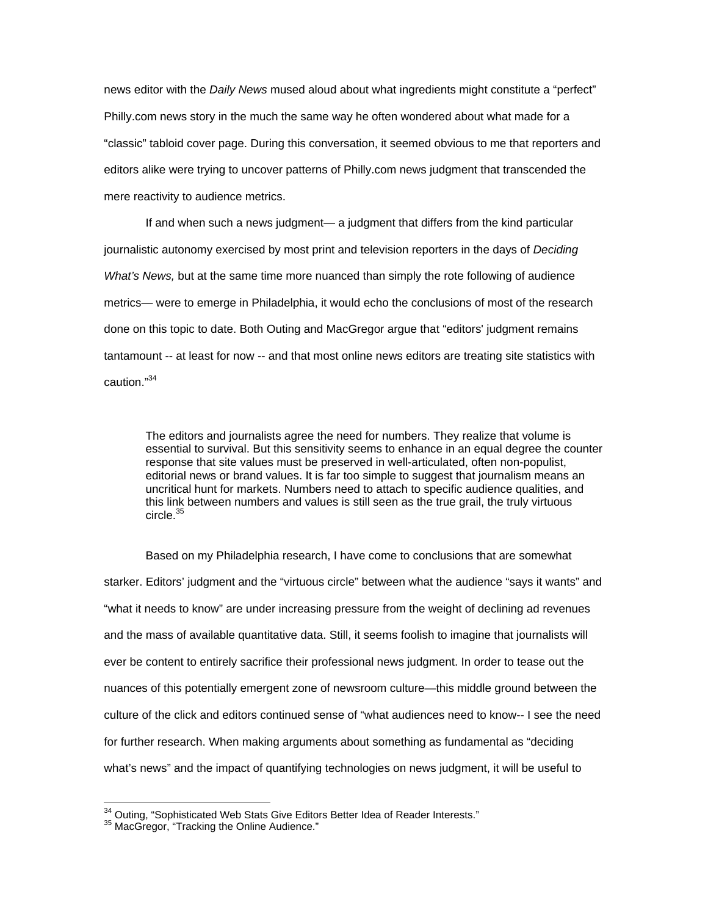news editor with the *Daily News* mused aloud about what ingredients might constitute a "perfect" Philly.com news story in the much the same way he often wondered about what made for a "classic" tabloid cover page. During this conversation, it seemed obvious to me that reporters and editors alike were trying to uncover patterns of Philly.com news judgment that transcended the mere reactivity to audience metrics.

If and when such a news judgment— a judgment that differs from the kind particular journalistic autonomy exercised by most print and television reporters in the days of *Deciding What's News,* but at the same time more nuanced than simply the rote following of audience metrics— were to emerge in Philadelphia, it would echo the conclusions of most of the research done on this topic to date. Both Outing and MacGregor argue that "editors' judgment remains tantamount -- at least for now -- and that most online news editors are treating site statistics with caution."[34]

> The editors and journalists agree the need for numbers. They realize that volume is essential to survival. But this sensitivity seems to enhance in an equal degree the counter response that site values must be preserved in well-articulated, often non-populist, editorial news or brand values. It is far too simple to suggest that journalism means an uncritical hunt for markets. Numbers need to attach to specific audience qualities, and this link between numbers and values is still seen as the true grail, the truly virtuous circle.[35]

Based on my Philadelphia research, I have come to conclusions that are somewhat starker. Editors' judgment and the "virtuous circle" between what the audience "says it wants" and "what it needs to know" are under increasing pressure from the weight of declining ad revenues and the mass of available quantitative data. Still, it seems foolish to imagine that journalists will ever be content to entirely sacrifice their professional news judgment. In order to tease out the nuances of this potentially emergent zone of newsroom culture—this middle ground between the culture of the click and editors continued sense of "what audiences need to know-- I see the need for further research. When making arguments about something as fundamental as "deciding what's news" and the impact of quantifying technologies on news judgment, it will be useful to

---

[34] Outing, "Sophisticated Web Stats Give Editors Better Idea of Reader Interests."

[35] MacGregor, "Tracking the Online Audience."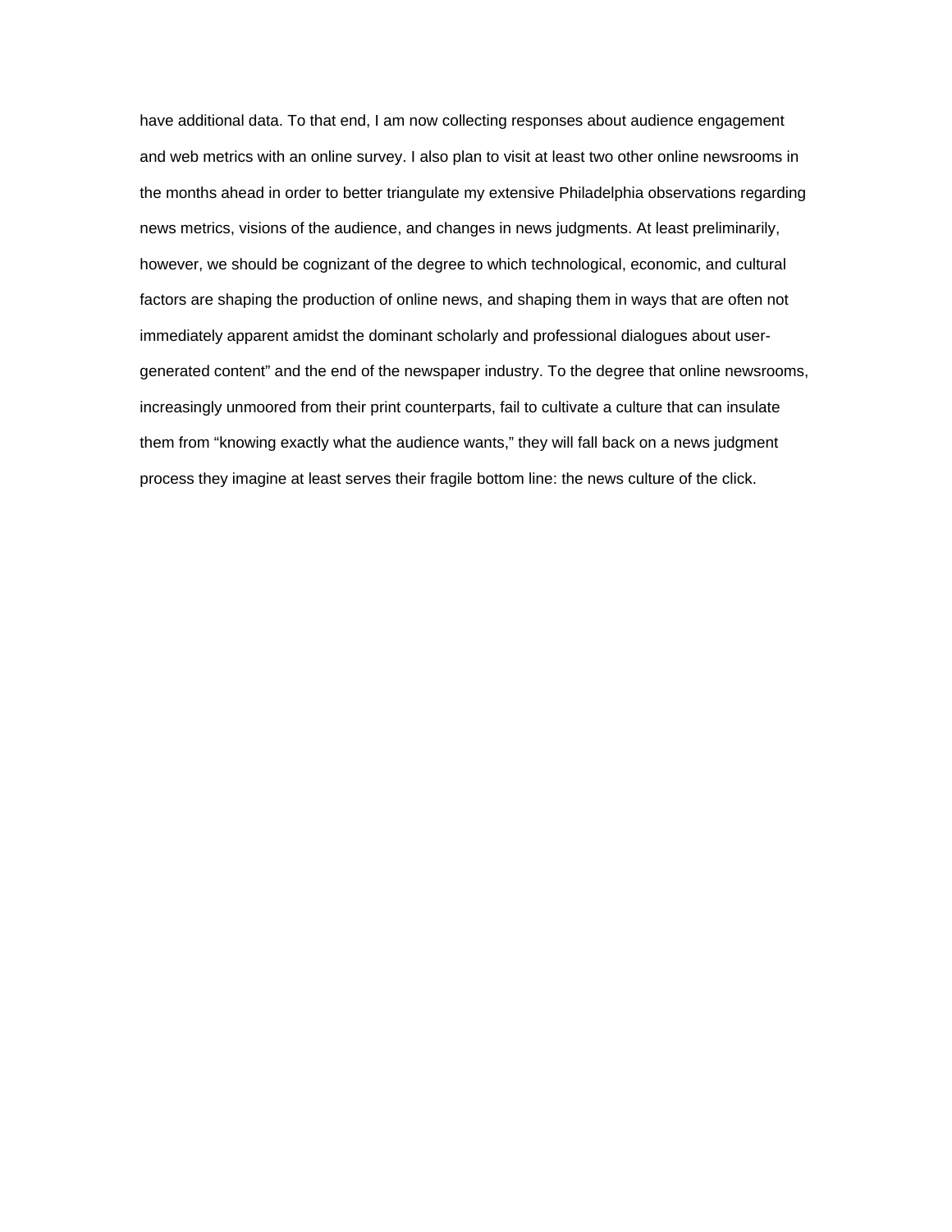have additional data. To that end, I am now collecting responses about audience engagement and web metrics with an online survey. I also plan to visit at least two other online newsrooms in the months ahead in order to better triangulate my extensive Philadelphia observations regarding news metrics, visions of the audience, and changes in news judgments. At least preliminarily, however, we should be cognizant of the degree to which technological, economic, and cultural factors are shaping the production of online news, and shaping them in ways that are often not immediately apparent amidst the dominant scholarly and professional dialogues about user-generated content" and the end of the newspaper industry. To the degree that online newsrooms, increasingly unmoored from their print counterparts, fail to cultivate a culture that can insulate them from "knowing exactly what the audience wants," they will fall back on a news judgment process they imagine at least serves their fragile bottom line: the news culture of the click.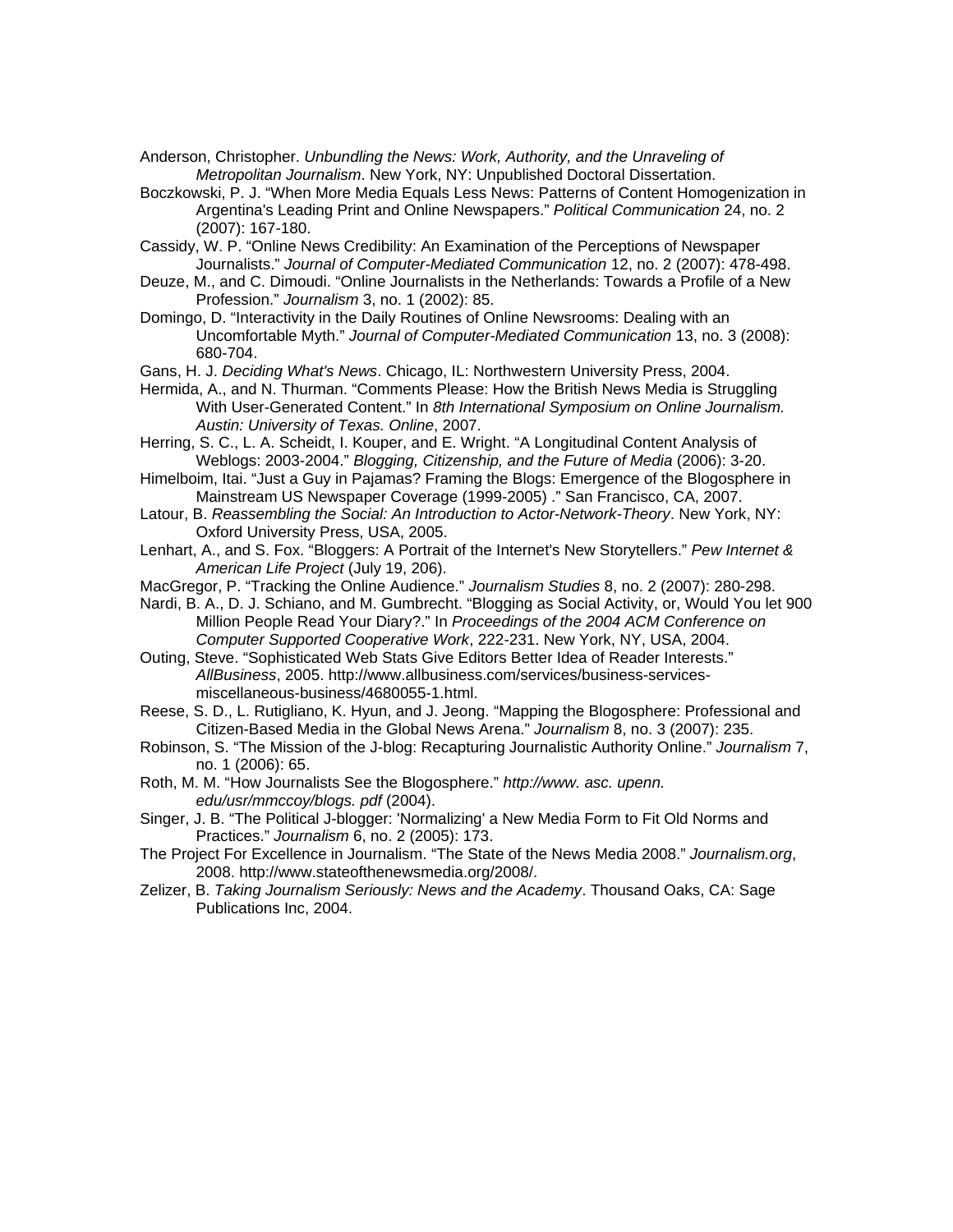Anderson, Christopher. *Unbundling the News: Work, Authority, and the Unraveling of Metropolitan Journalism*. New York, NY: Unpublished Doctoral Dissertation.

Boczkowski, P. J. "When More Media Equals Less News: Patterns of Content Homogenization in Argentina's Leading Print and Online Newspapers." *Political Communication* 24, no. 2 (2007): 167-180.

Cassidy, W. P. "Online News Credibility: An Examination of the Perceptions of Newspaper Journalists." *Journal of Computer-Mediated Communication* 12, no. 2 (2007): 478-498.

Deuze, M., and C. Dimoudi. "Online Journalists in the Netherlands: Towards a Profile of a New Profession." *Journalism* 3, no. 1 (2002): 85.

Domingo, D. "Interactivity in the Daily Routines of Online Newsrooms: Dealing with an Uncomfortable Myth." *Journal of Computer-Mediated Communication* 13, no. 3 (2008): 680-704.

Gans, H. J. *Deciding What's News*. Chicago, IL: Northwestern University Press, 2004.

Hermida, A., and N. Thurman. "Comments Please: How the British News Media is Struggling With User-Generated Content." In *8th International Symposium on Online Journalism. Austin: University of Texas. Online*, 2007.

Herring, S. C., L. A. Scheidt, I. Kouper, and E. Wright. "A Longitudinal Content Analysis of Weblogs: 2003-2004." *Blogging, Citizenship, and the Future of Media* (2006): 3-20.

Himelboim, Itai. "Just a Guy in Pajamas? Framing the Blogs: Emergence of the Blogosphere in Mainstream US Newspaper Coverage (1999-2005) ." San Francisco, CA, 2007.

Latour, B. *Reassembling the Social: An Introduction to Actor-Network-Theory*. New York, NY: Oxford University Press, USA, 2005.

Lenhart, A., and S. Fox. "Bloggers: A Portrait of the Internet's New Storytellers." *Pew Internet & American Life Project* (July 19, 206).

MacGregor, P. "Tracking the Online Audience." *Journalism Studies* 8, no. 2 (2007): 280-298.

Nardi, B. A., D. J. Schiano, and M. Gumbrecht. "Blogging as Social Activity, or, Would You let 900 Million People Read Your Diary?." In *Proceedings of the 2004 ACM Conference on Computer Supported Cooperative Work*, 222-231. New York, NY, USA, 2004.

Outing, Steve. "Sophisticated Web Stats Give Editors Better Idea of Reader Interests." *AllBusiness*, 2005. http://www.allbusiness.com/services/business-services-miscellaneous-business/4680055-1.html.

Reese, S. D., L. Rutigliano, K. Hyun, and J. Jeong. "Mapping the Blogosphere: Professional and Citizen-Based Media in the Global News Arena." *Journalism* 8, no. 3 (2007): 235.

Robinson, S. "The Mission of the J-blog: Recapturing Journalistic Authority Online." *Journalism* 7, no. 1 (2006): 65.

Roth, M. M. "How Journalists See the Blogosphere." *http://www. asc. upenn. edu/usr/mmccoy/blogs. pdf* (2004).

Singer, J. B. "The Political J-blogger: 'Normalizing' a New Media Form to Fit Old Norms and Practices." *Journalism* 6, no. 2 (2005): 173.

The Project For Excellence in Journalism. "The State of the News Media 2008." *Journalism.org*, 2008. http://www.stateofthenewsmedia.org/2008/.

Zelizer, B. *Taking Journalism Seriously: News and the Academy*. Thousand Oaks, CA: Sage Publications Inc, 2004.